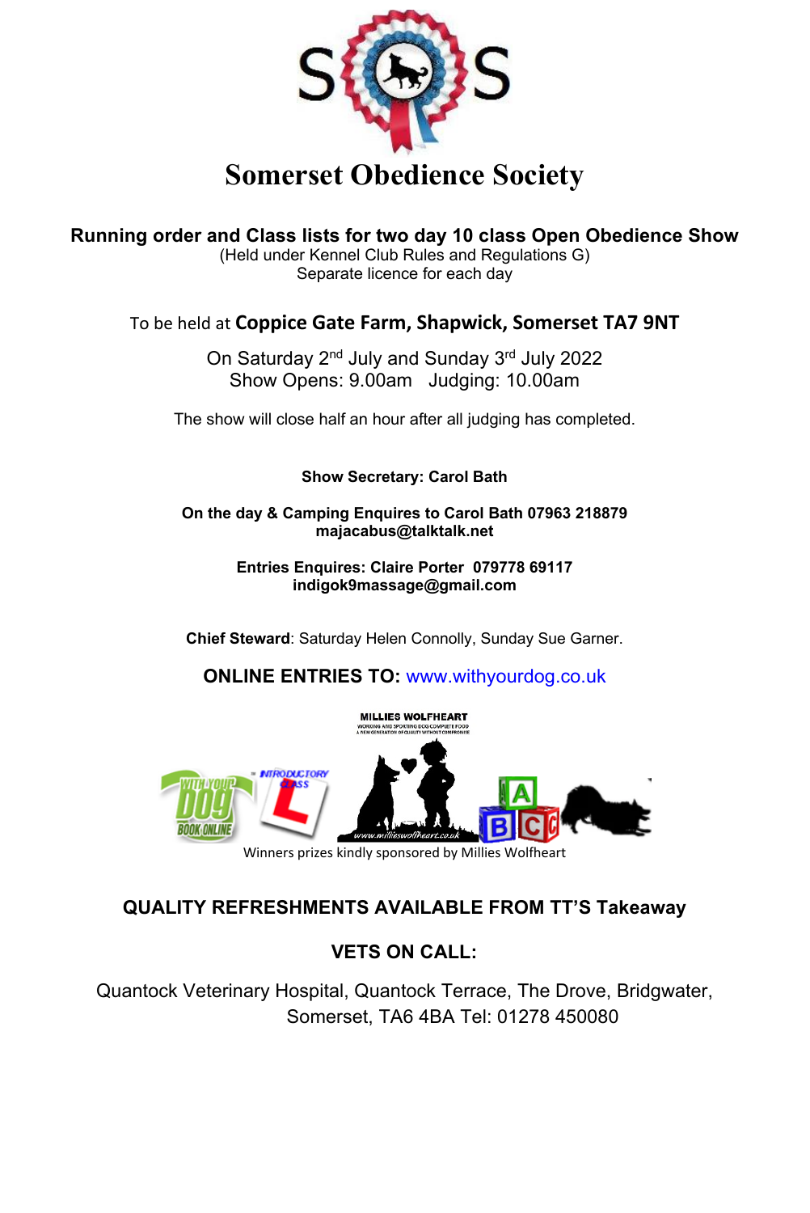# Somerset Obedience Society

**Running order and Class lists for two day 10 class Open Obedience Show**

(Held under Kennel Club Rules and Regulations G)

Separate licence for each day

To be held at **Coppice Gate Farm, Shapwick, Somerset TA7 9NT**

On Saturday 2nd July and Sunday 3rd July 2022

Show Opens: 9.00am   Judging: 10.00am

The show will close half an hour after all judging has completed.

**Show Secretary: Carol Bath**

**On the day & Camping Enquires to Carol Bath 07963 218879**
**majacabus@talktalk.net**

**Entries Enquires: Claire Porter  079778 69117**
**indigok9massage@gmail.com**

**Chief Steward**: Saturday Helen Connolly, Sunday Sue Garner.

**ONLINE ENTRIES TO:** www.withyourdog.co.uk

Winners prizes kindly sponsored by Millies Wolfheart

**QUALITY REFRESHMENTS AVAILABLE FROM TT'S Takeaway**

**VETS ON CALL:**

Quantock Veterinary Hospital, Quantock Terrace, The Drove, Bridgwater, Somerset, TA6 4BA Tel: 01278 450080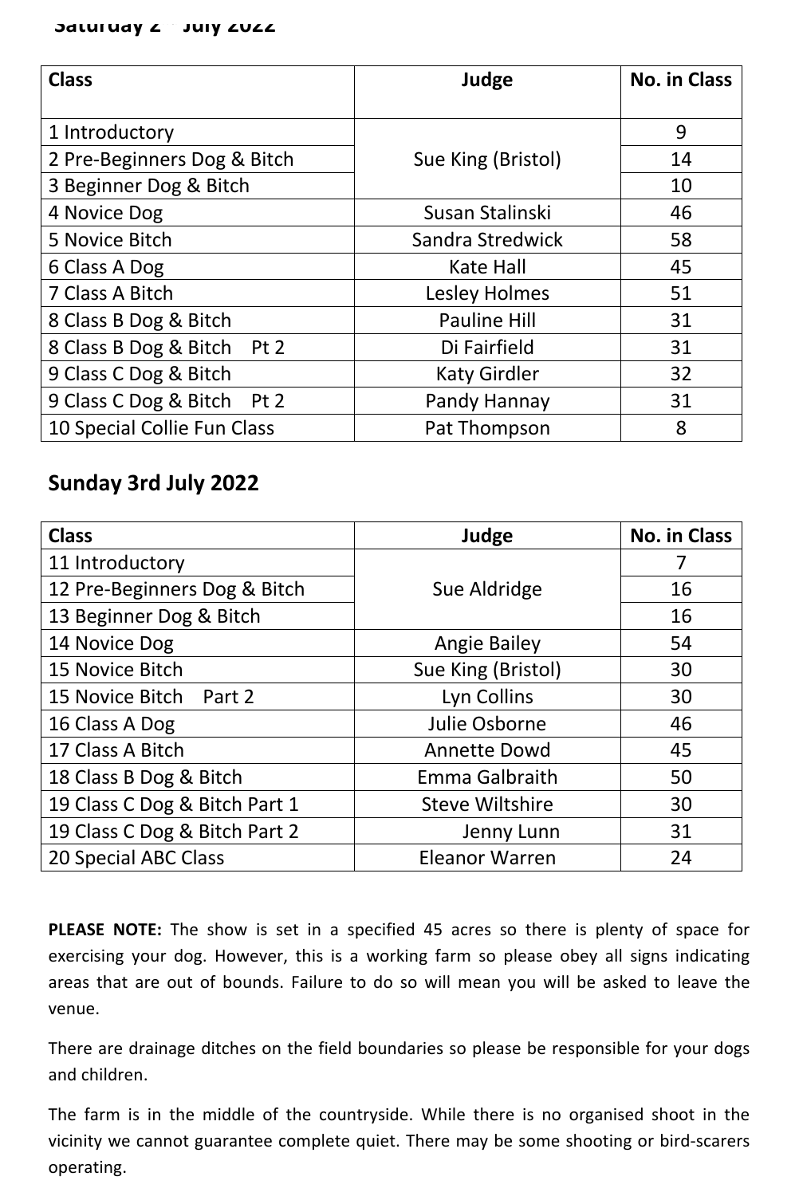## Saturday 2nd July 2022

| Class | Judge | No. in Class |
|---|---|---|
| 1 Introductory | Sue King (Bristol) | 9 |
| 2 Pre-Beginners Dog & Bitch | | 14 |
| 3 Beginner Dog & Bitch | | 10 |
| 4 Novice Dog | Susan Stalinski | 46 |
| 5 Novice Bitch | Sandra Stredwick | 58 |
| 6 Class A Dog | Kate Hall | 45 |
| 7 Class A Bitch | Lesley Holmes | 51 |
| 8 Class B Dog & Bitch | Pauline Hill | 31 |
| 8 Class B Dog & Bitch Pt 2 | Di Fairfield | 31 |
| 9 Class C Dog & Bitch | Katy Girdler | 32 |
| 9 Class C Dog & Bitch Pt 2 | Pandy Hannay | 31 |
| 10 Special Collie Fun Class | Pat Thompson | 8 |

## Sunday 3rd July 2022

| Class | Judge | No. in Class |
|---|---|---|
| 11 Introductory | Sue Aldridge | 7 |
| 12 Pre-Beginners Dog & Bitch | | 16 |
| 13 Beginner Dog & Bitch | | 16 |
| 14 Novice Dog | Angie Bailey | 54 |
| 15 Novice Bitch | Sue King (Bristol) | 30 |
| 15 Novice Bitch Part 2 | Lyn Collins | 30 |
| 16 Class A Dog | Julie Osborne | 46 |
| 17 Class A Bitch | Annette Dowd | 45 |
| 18 Class B Dog & Bitch | Emma Galbraith | 50 |
| 19 Class C Dog & Bitch Part 1 | Steve Wiltshire | 30 |
| 19 Class C Dog & Bitch Part 2 | Jenny Lunn | 31 |
| 20 Special ABC Class | Eleanor Warren | 24 |

**PLEASE NOTE:** The show is set in a specified 45 acres so there is plenty of space for exercising your dog. However, this is a working farm so please obey all signs indicating areas that are out of bounds. Failure to do so will mean you will be asked to leave the venue.

There are drainage ditches on the field boundaries so please be responsible for your dogs and children.

The farm is in the middle of the countryside. While there is no organised shoot in the vicinity we cannot guarantee complete quiet. There may be some shooting or bird-scarers operating.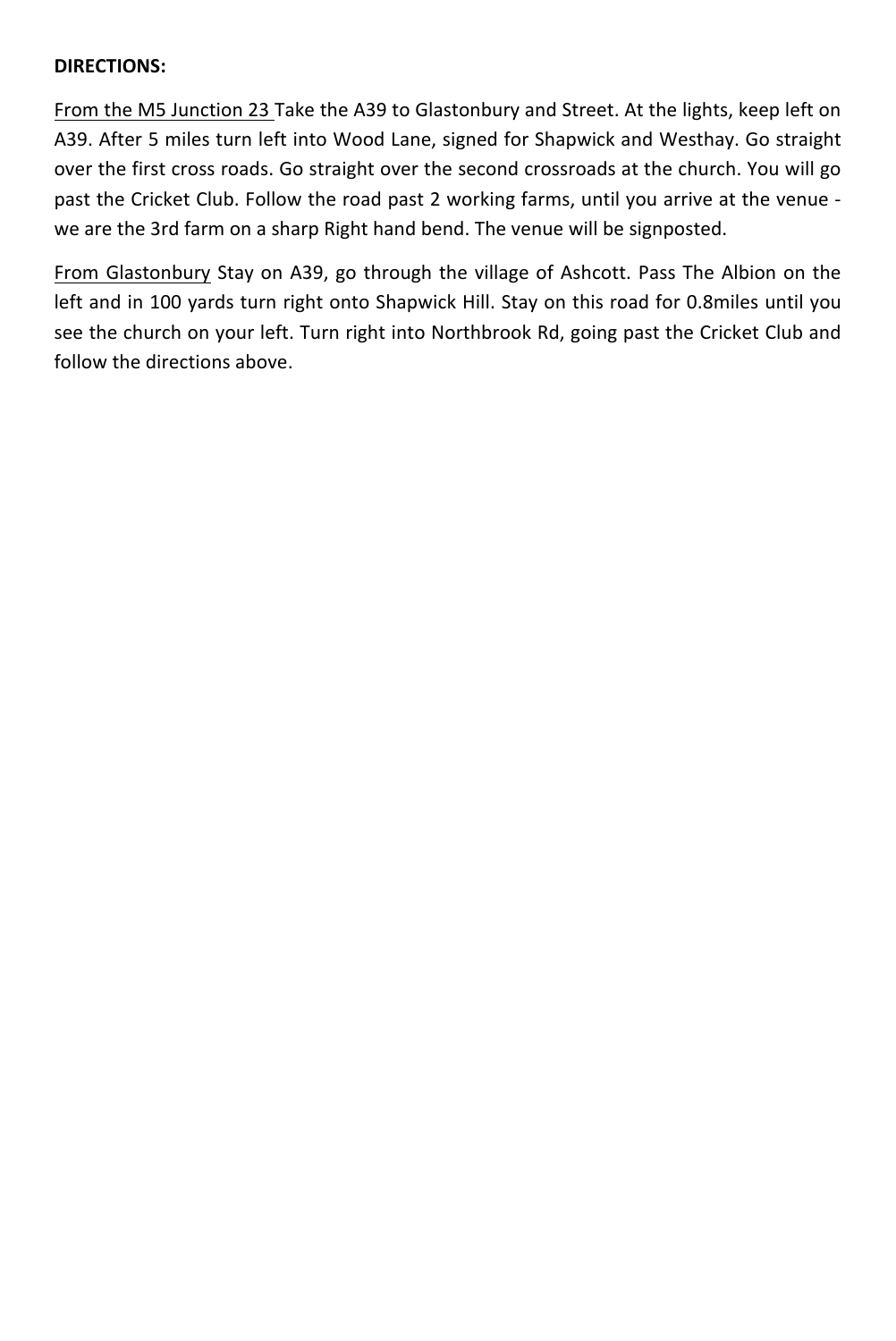**DIRECTIONS:**

From the M5 Junction 23 Take the A39 to Glastonbury and Street. At the lights, keep left on A39. After 5 miles turn left into Wood Lane, signed for Shapwick and Westhay. Go straight over the first cross roads. Go straight over the second crossroads at the church. You will go past the Cricket Club. Follow the road past 2 working farms, until you arrive at the venue - we are the 3rd farm on a sharp Right hand bend. The venue will be signposted.

From Glastonbury Stay on A39, go through the village of Ashcott. Pass The Albion on the left and in 100 yards turn right onto Shapwick Hill. Stay on this road for 0.8miles until you see the church on your left. Turn right into Northbrook Rd, going past the Cricket Club and follow the directions above.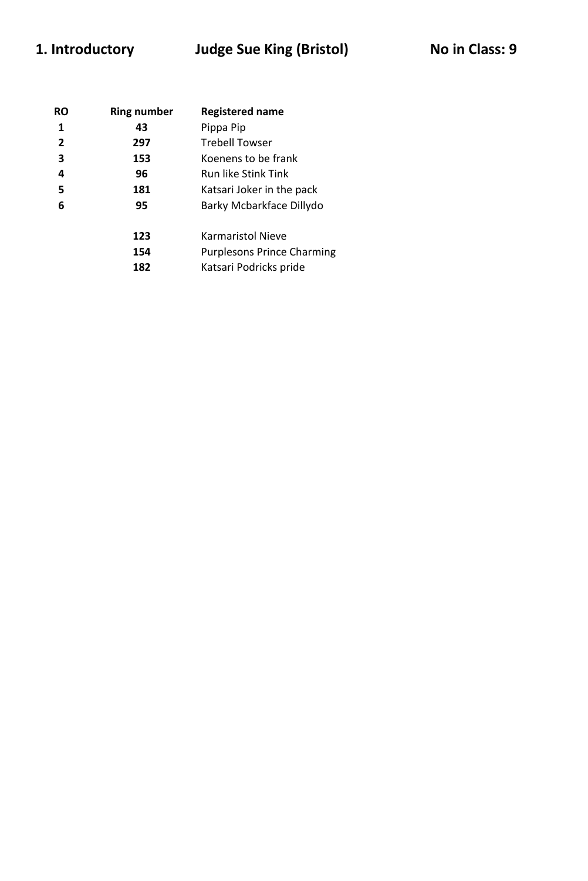## 1. Introductory — Judge Sue King (Bristol) — No in Class: 9

| RO | Ring number | Registered name |
|---|---|---|
| 1 | 43 | Pippa Pip |
| 2 | 297 | Trebell Towser |
| 3 | 153 | Koenens to be frank |
| 4 | 96 | Run like Stink Tink |
| 5 | 181 | Katsari Joker in the pack |
| 6 | 95 | Barky Mcbarkface Dillydo |
| | 123 | Karmaristol Nieve |
| | 154 | Purplesons Prince Charming |
| | 182 | Katsari Podricks pride |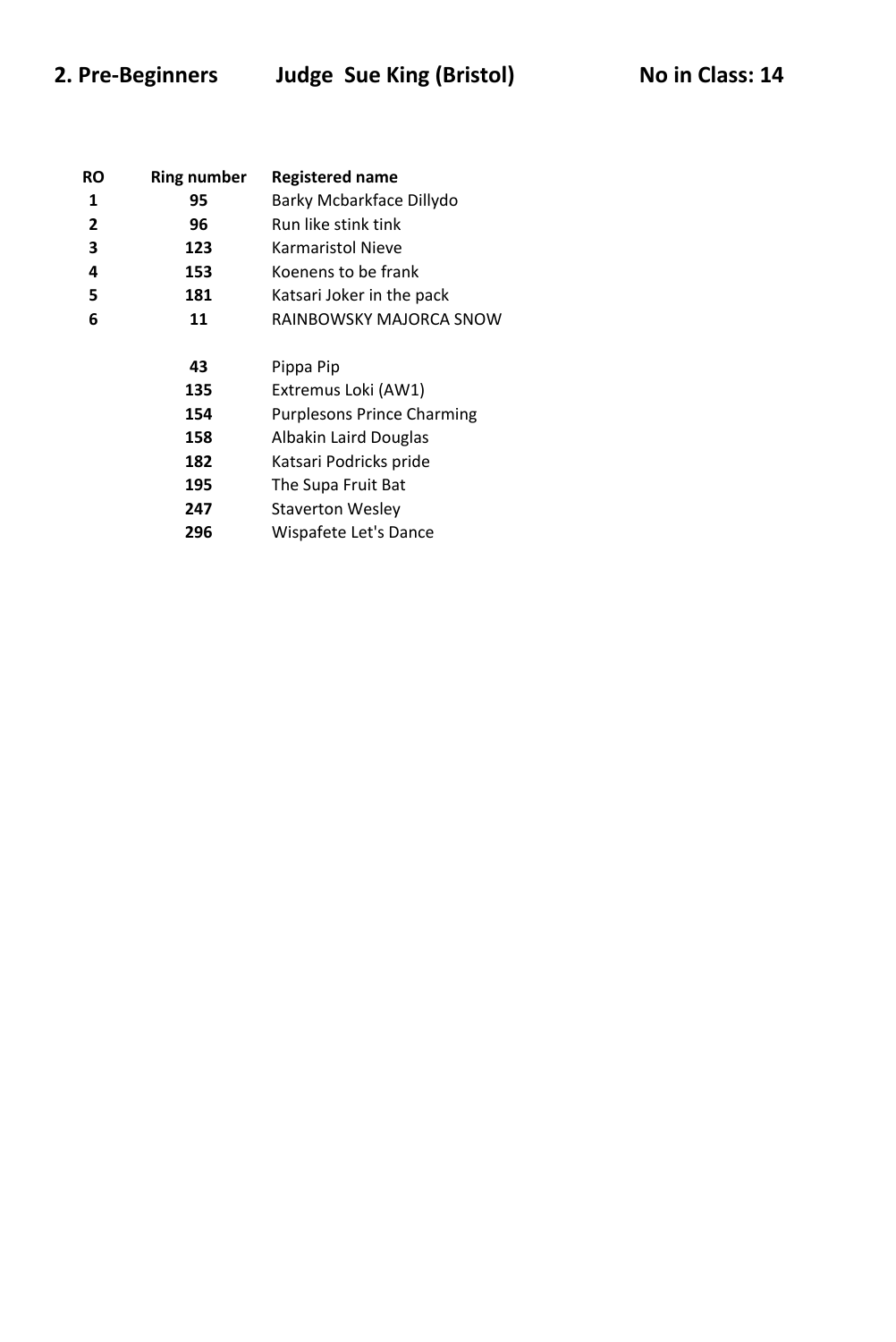## 2. Pre-Beginners Judge Sue King (Bristol) No in Class: 14

| RO | Ring number | Registered name |
|---|---|---|
| 1 | 95 | Barky Mcbarkface Dillydo |
| 2 | 96 | Run like stink tink |
| 3 | 123 | Karmaristol Nieve |
| 4 | 153 | Koenens to be frank |
| 5 | 181 | Katsari Joker in the pack |
| 6 | 11 | RAINBOWSKY MAJORCA SNOW |
| | | |
| | 43 | Pippa Pip |
| | 135 | Extremus Loki (AW1) |
| | 154 | Purplesons Prince Charming |
| | 158 | Albakin Laird Douglas |
| | 182 | Katsari Podricks pride |
| | 195 | The Supa Fruit Bat |
| | 247 | Staverton Wesley |
| | 296 | Wispafete Let's Dance |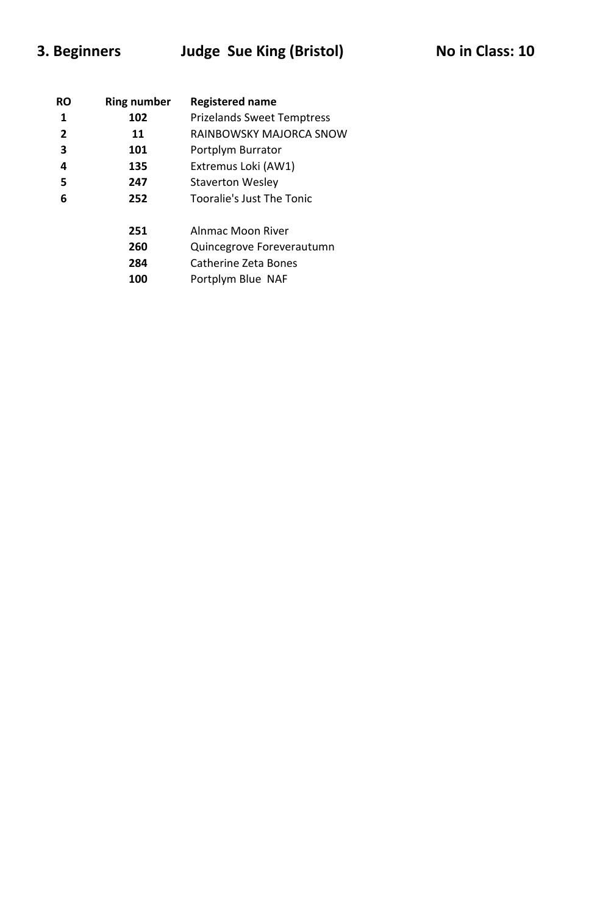## 3. Beginners Judge Sue King (Bristol) No in Class: 10

| RO | Ring number | Registered name |
|---|---|---|
| 1 | 102 | Prizelands Sweet Temptress |
| 2 | 11 | RAINBOWSKY MAJORCA SNOW |
| 3 | 101 | Portplym Burrator |
| 4 | 135 | Extremus Loki (AW1) |
| 5 | 247 | Staverton Wesley |
| 6 | 252 | Tooralie's Just The Tonic |
| | | |
| | 251 | Alnmac Moon River |
| | 260 | Quincegrove Foreverautumn |
| | 284 | Catherine Zeta Bones |
| | 100 | Portplym Blue NAF |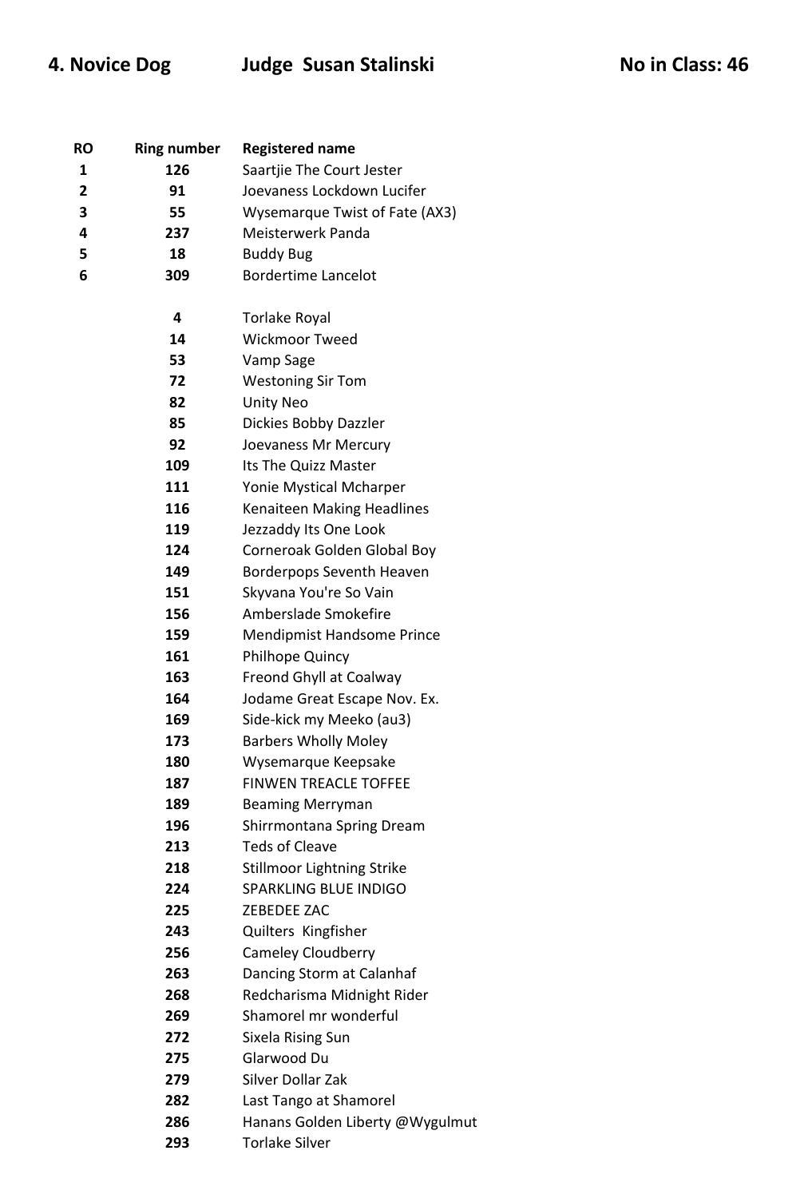## 4. Novice Dog Judge Susan Stalinski No in Class: 46

| RO | Ring number | Registered name |
|---|---|---|
| 1 | 126 | Saartjie The Court Jester |
| 2 | 91 | Joevaness Lockdown Lucifer |
| 3 | 55 | Wysemarque Twist of Fate (AX3) |
| 4 | 237 | Meisterwerk Panda |
| 5 | 18 | Buddy Bug |
| 6 | 309 | Bordertime Lancelot |
| | | |
| | 4 | Torlake Royal |
| | 14 | Wickmoor Tweed |
| | 53 | Vamp Sage |
| | 72 | Westoning Sir Tom |
| | 82 | Unity Neo |
| | 85 | Dickies Bobby Dazzler |
| | 92 | Joevaness Mr Mercury |
| | 109 | Its The Quizz Master |
| | 111 | Yonie Mystical Mcharper |
| | 116 | Kenaiteen Making Headlines |
| | 119 | Jezzaddy Its One Look |
| | 124 | Corneroak Golden Global Boy |
| | 149 | Borderpops Seventh Heaven |
| | 151 | Skyvana You're So Vain |
| | 156 | Amberslade Smokefire |
| | 159 | Mendipmist Handsome Prince |
| | 161 | Philhope Quincy |
| | 163 | Freond Ghyll at Coalway |
| | 164 | Jodame Great Escape Nov. Ex. |
| | 169 | Side-kick my Meeko (au3) |
| | 173 | Barbers Wholly Moley |
| | 180 | Wysemarque Keepsake |
| | 187 | FINWEN TREACLE TOFFEE |
| | 189 | Beaming Merryman |
| | 196 | Shirrmontana Spring Dream |
| | 213 | Teds of Cleave |
| | 218 | Stillmoor Lightning Strike |
| | 224 | SPARKLING BLUE INDIGO |
| | 225 | ZEBEDEE ZAC |
| | 243 | Quilters Kingfisher |
| | 256 | Cameley Cloudberry |
| | 263 | Dancing Storm at Calanhaf |
| | 268 | Redcharisma Midnight Rider |
| | 269 | Shamorel mr wonderful |
| | 272 | Sixela Rising Sun |
| | 275 | Glarwood Du |
| | 279 | Silver Dollar Zak |
| | 282 | Last Tango at Shamorel |
| | 286 | Hanans Golden Liberty @Wygulmut |
| | 293 | Torlake Silver |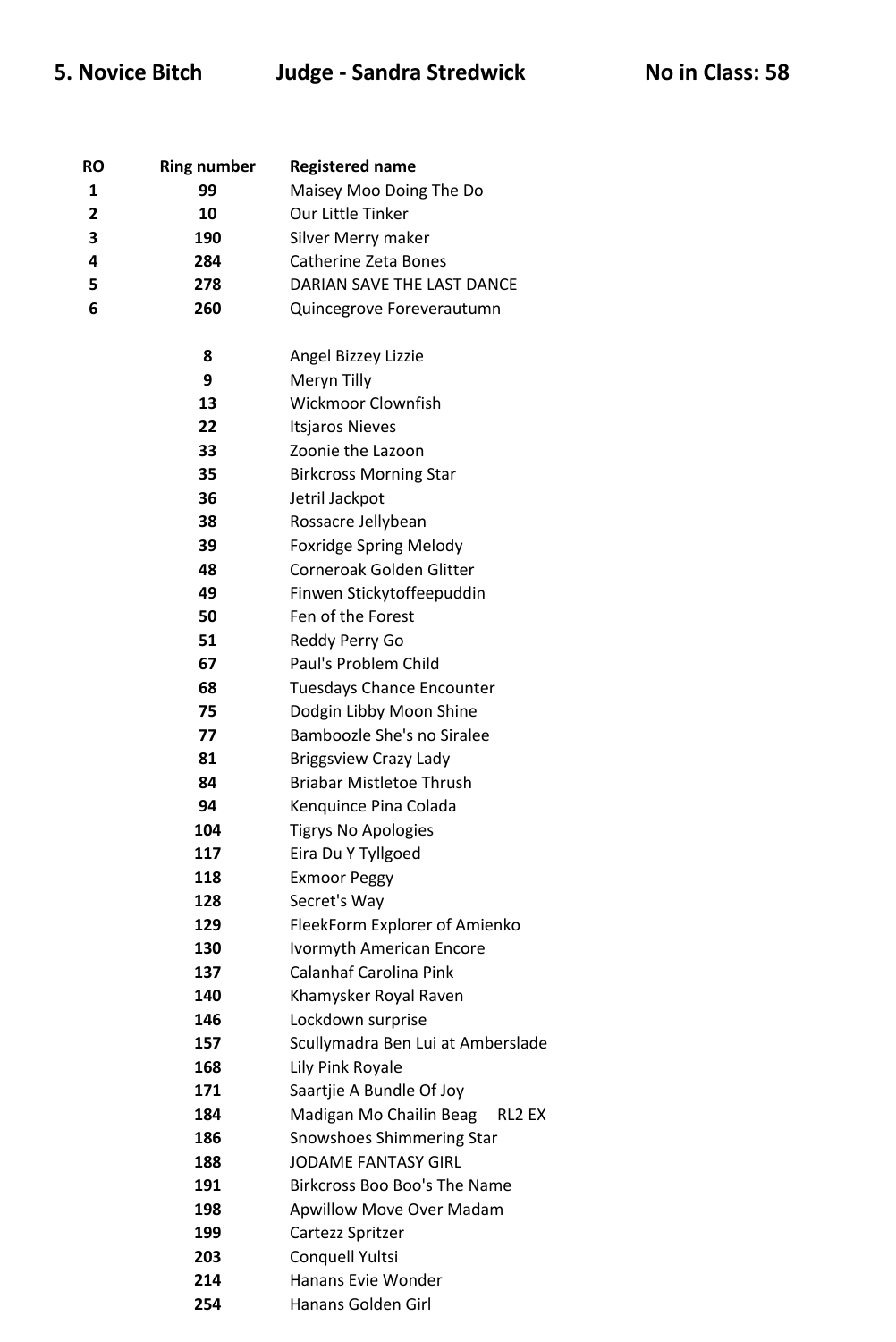## 5. Novice Bitch Judge - Sandra Stredwick No in Class: 58

| RO | Ring number | Registered name |
|---|---|---|
| 1 | 99 | Maisey Moo Doing The Do |
| 2 | 10 | Our Little Tinker |
| 3 | 190 | Silver Merry maker |
| 4 | 284 | Catherine Zeta Bones |
| 5 | 278 | DARIAN SAVE THE LAST DANCE |
| 6 | 260 | Quincegrove Foreverautumn |
| | | |
| | 8 | Angel Bizzey Lizzie |
| | 9 | Meryn Tilly |
| | 13 | Wickmoor Clownfish |
| | 22 | Itsjaros Nieves |
| | 33 | Zoonie the Lazoon |
| | 35 | Birkcross Morning Star |
| | 36 | Jetril Jackpot |
| | 38 | Rossacre Jellybean |
| | 39 | Foxridge Spring Melody |
| | 48 | Corneroak Golden Glitter |
| | 49 | Finwen Stickytoffeepuddin |
| | 50 | Fen of the Forest |
| | 51 | Reddy Perry Go |
| | 67 | Paul's Problem Child |
| | 68 | Tuesdays Chance Encounter |
| | 75 | Dodgin Libby Moon Shine |
| | 77 | Bamboozle She's no Siralee |
| | 81 | Briggsview Crazy Lady |
| | 84 | Briabar Mistletoe Thrush |
| | 94 | Kenquince Pina Colada |
| | 104 | Tigrys No Apologies |
| | 117 | Eira Du Y Tyllgoed |
| | 118 | Exmoor Peggy |
| | 128 | Secret's Way |
| | 129 | FleekForm Explorer of Amienko |
| | 130 | Ivormyth American Encore |
| | 137 | Calanhaf Carolina Pink |
| | 140 | Khamysker Royal Raven |
| | 146 | Lockdown surprise |
| | 157 | Scullymadra Ben Lui at Amberslade |
| | 168 | Lily Pink Royale |
| | 171 | Saartjie A Bundle Of Joy |
| | 184 | Madigan Mo Chailin Beag RL2 EX |
| | 186 | Snowshoes Shimmering Star |
| | 188 | JODAME FANTASY GIRL |
| | 191 | Birkcross Boo Boo's The Name |
| | 198 | Apwillow Move Over Madam |
| | 199 | Cartezz Spritzer |
| | 203 | Conquell Yultsi |
| | 214 | Hanans Evie Wonder |
| | 254 | Hanans Golden Girl |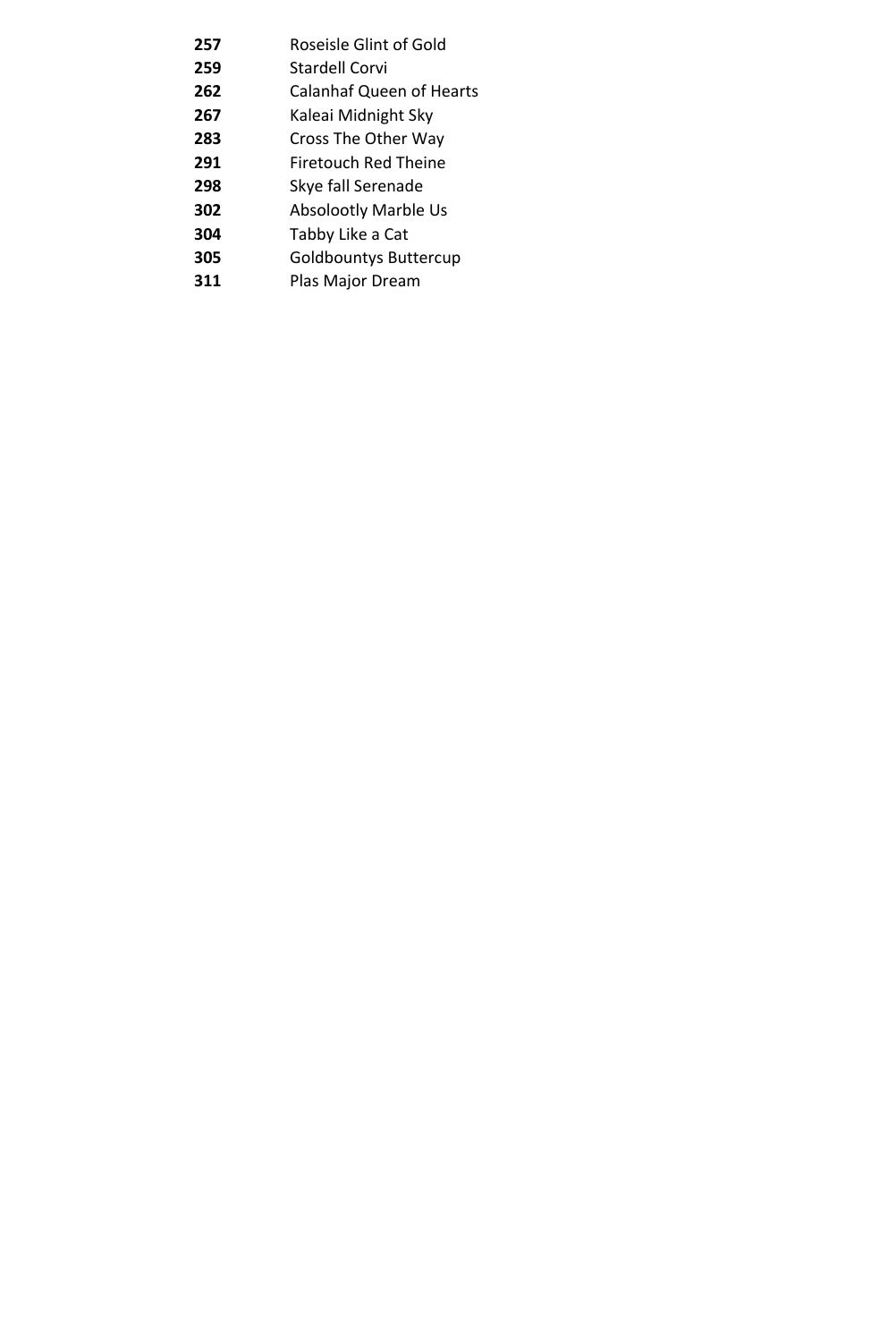| | |
|---|---|
| **257** | Roseisle Glint of Gold |
| **259** | Stardell Corvi |
| **262** | Calanhaf Queen of Hearts |
| **267** | Kaleai Midnight Sky |
| **283** | Cross The Other Way |
| **291** | Firetouch Red Theine |
| **298** | Skye fall Serenade |
| **302** | Absolootly Marble Us |
| **304** | Tabby Like a Cat |
| **305** | Goldbountys Buttercup |
| **311** | Plas Major Dream |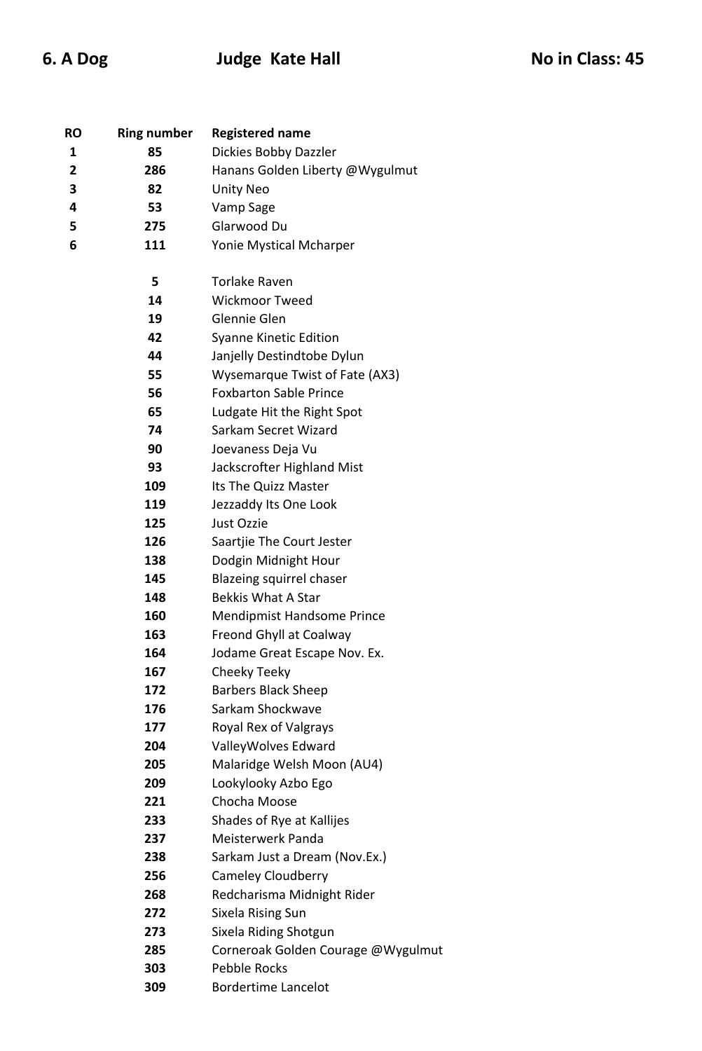**6. A Dog** | **Judge Kate Hall** | **No in Class: 45**

| RO | Ring number | Registered name |
|---|---|---|
| 1 | 85 | Dickies Bobby Dazzler |
| 2 | 286 | Hanans Golden Liberty @Wygulmut |
| 3 | 82 | Unity Neo |
| 4 | 53 | Vamp Sage |
| 5 | 275 | Glarwood Du |
| 6 | 111 | Yonie Mystical Mcharper |
| | 5 | Torlake Raven |
| | 14 | Wickmoor Tweed |
| | 19 | Glennie Glen |
| | 42 | Syanne Kinetic Edition |
| | 44 | Janjelly Destindtobe Dylun |
| | 55 | Wysemarque Twist of Fate (AX3) |
| | 56 | Foxbarton Sable Prince |
| | 65 | Ludgate Hit the Right Spot |
| | 74 | Sarkam Secret Wizard |
| | 90 | Joevaness Deja Vu |
| | 93 | Jackscrofter Highland Mist |
| | 109 | Its The Quizz Master |
| | 119 | Jezzaddy Its One Look |
| | 125 | Just Ozzie |
| | 126 | Saartjie The Court Jester |
| | 138 | Dodgin Midnight Hour |
| | 145 | Blazeing squirrel chaser |
| | 148 | Bekkis What A Star |
| | 160 | Mendipmist Handsome Prince |
| | 163 | Freond Ghyll at Coalway |
| | 164 | Jodame Great Escape Nov. Ex. |
| | 167 | Cheeky Teeky |
| | 172 | Barbers Black Sheep |
| | 176 | Sarkam Shockwave |
| | 177 | Royal Rex of Valgrays |
| | 204 | ValleyWolves Edward |
| | 205 | Malaridge Welsh Moon (AU4) |
| | 209 | Lookylooky Azbo Ego |
| | 221 | Chocha Moose |
| | 233 | Shades of Rye at Kallijes |
| | 237 | Meisterwerk Panda |
| | 238 | Sarkam Just a Dream (Nov.Ex.) |
| | 256 | Cameley Cloudberry |
| | 268 | Redcharisma Midnight Rider |
| | 272 | Sixela Rising Sun |
| | 273 | Sixela Riding Shotgun |
| | 285 | Corneroak Golden Courage @Wygulmut |
| | 303 | Pebble Rocks |
| | 309 | Bordertime Lancelot |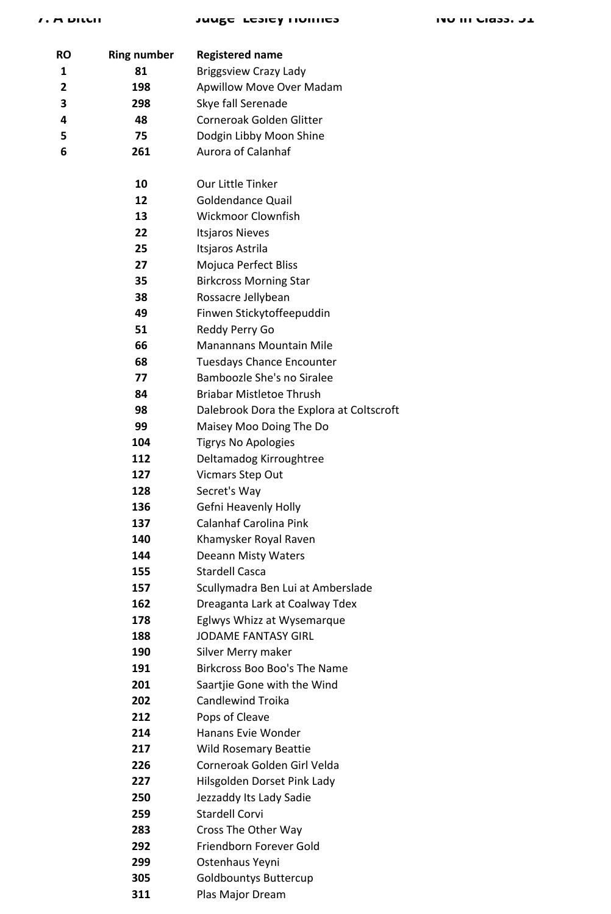7. A Bitch Judge Lesley Holmes No in Class: 51

| RO | Ring number | Registered name |
|---|---|---|
| 1 | 81 | Briggsview Crazy Lady |
| 2 | 198 | Apwillow Move Over Madam |
| 3 | 298 | Skye fall Serenade |
| 4 | 48 | Corneroak Golden Glitter |
| 5 | 75 | Dodgin Libby Moon Shine |
| 6 | 261 | Aurora of Calanhaf |
| | 10 | Our Little Tinker |
| | 12 | Goldendance Quail |
| | 13 | Wickmoor Clownfish |
| | 22 | Itsjaros Nieves |
| | 25 | Itsjaros Astrila |
| | 27 | Mojuca Perfect Bliss |
| | 35 | Birkcross Morning Star |
| | 38 | Rossacre Jellybean |
| | 49 | Finwen Stickytoffeepuddin |
| | 51 | Reddy Perry Go |
| | 66 | Manannans Mountain Mile |
| | 68 | Tuesdays Chance Encounter |
| | 77 | Bamboozle She's no Siralee |
| | 84 | Briabar Mistletoe Thrush |
| | 98 | Dalebrook Dora the Explora at Coltscroft |
| | 99 | Maisey Moo Doing The Do |
| | 104 | Tigrys No Apologies |
| | 112 | Deltamadog Kirroughtree |
| | 127 | Vicmars Step Out |
| | 128 | Secret's Way |
| | 136 | Gefni Heavenly Holly |
| | 137 | Calanhaf Carolina Pink |
| | 140 | Khamysker Royal Raven |
| | 144 | Deeann Misty Waters |
| | 155 | Stardell Casca |
| | 157 | Scullymadra Ben Lui at Amberslade |
| | 162 | Dreaganta Lark at Coalway Tdex |
| | 178 | Eglwys Whizz at Wysemarque |
| | 188 | JODAME FANTASY GIRL |
| | 190 | Silver Merry maker |
| | 191 | Birkcross Boo Boo's The Name |
| | 201 | Saartjie Gone with the Wind |
| | 202 | Candlewind Troika |
| | 212 | Pops of Cleave |
| | 214 | Hanans Evie Wonder |
| | 217 | Wild Rosemary Beattie |
| | 226 | Corneroak Golden Girl Velda |
| | 227 | Hilsgolden Dorset Pink Lady |
| | 250 | Jezzaddy Its Lady Sadie |
| | 259 | Stardell Corvi |
| | 283 | Cross The Other Way |
| | 292 | Friendborn Forever Gold |
| | 299 | Ostenhaus Yeyni |
| | 305 | Goldbountys Buttercup |
| | 311 | Plas Major Dream |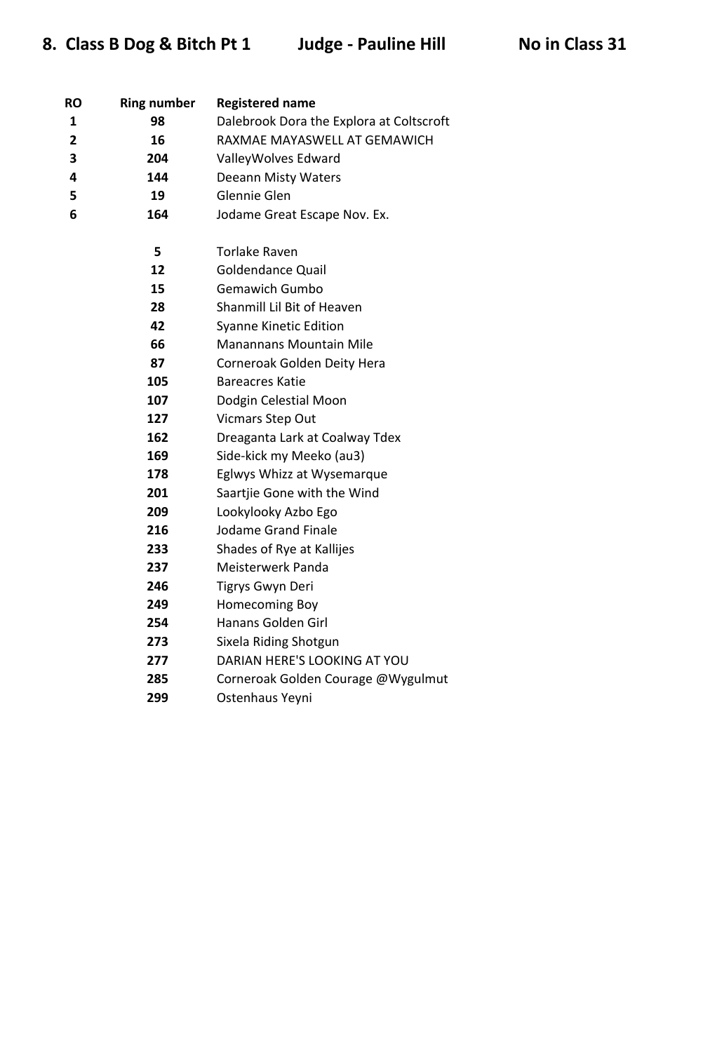## 8. Class B Dog & Bitch Pt 1 Judge - Pauline Hill No in Class 31

| RO | Ring number | Registered name |
|---|---|---|
| 1 | 98 | Dalebrook Dora the Explora at Coltscroft |
| 2 | 16 | RAXMAE MAYASWELL AT GEMAWICH |
| 3 | 204 | ValleyWolves Edward |
| 4 | 144 | Deeann Misty Waters |
| 5 | 19 | Glennie Glen |
| 6 | 164 | Jodame Great Escape Nov. Ex. |
| | 5 | Torlake Raven |
| | 12 | Goldendance Quail |
| | 15 | Gemawich Gumbo |
| | 28 | Shanmill Lil Bit of Heaven |
| | 42 | Syanne Kinetic Edition |
| | 66 | Manannans Mountain Mile |
| | 87 | Corneroak Golden Deity Hera |
| | 105 | Bareacres Katie |
| | 107 | Dodgin Celestial Moon |
| | 127 | Vicmars Step Out |
| | 162 | Dreaganta Lark at Coalway Tdex |
| | 169 | Side-kick my Meeko (au3) |
| | 178 | Eglwys Whizz at Wysemarque |
| | 201 | Saartjie Gone with the Wind |
| | 209 | Lookylooky Azbo Ego |
| | 216 | Jodame Grand Finale |
| | 233 | Shades of Rye at Kallijes |
| | 237 | Meisterwerk Panda |
| | 246 | Tigrys Gwyn Deri |
| | 249 | Homecoming Boy |
| | 254 | Hanans Golden Girl |
| | 273 | Sixela Riding Shotgun |
| | 277 | DARIAN HERE'S LOOKING AT YOU |
| | 285 | Corneroak Golden Courage @Wygulmut |
| | 299 | Ostenhaus Yeyni |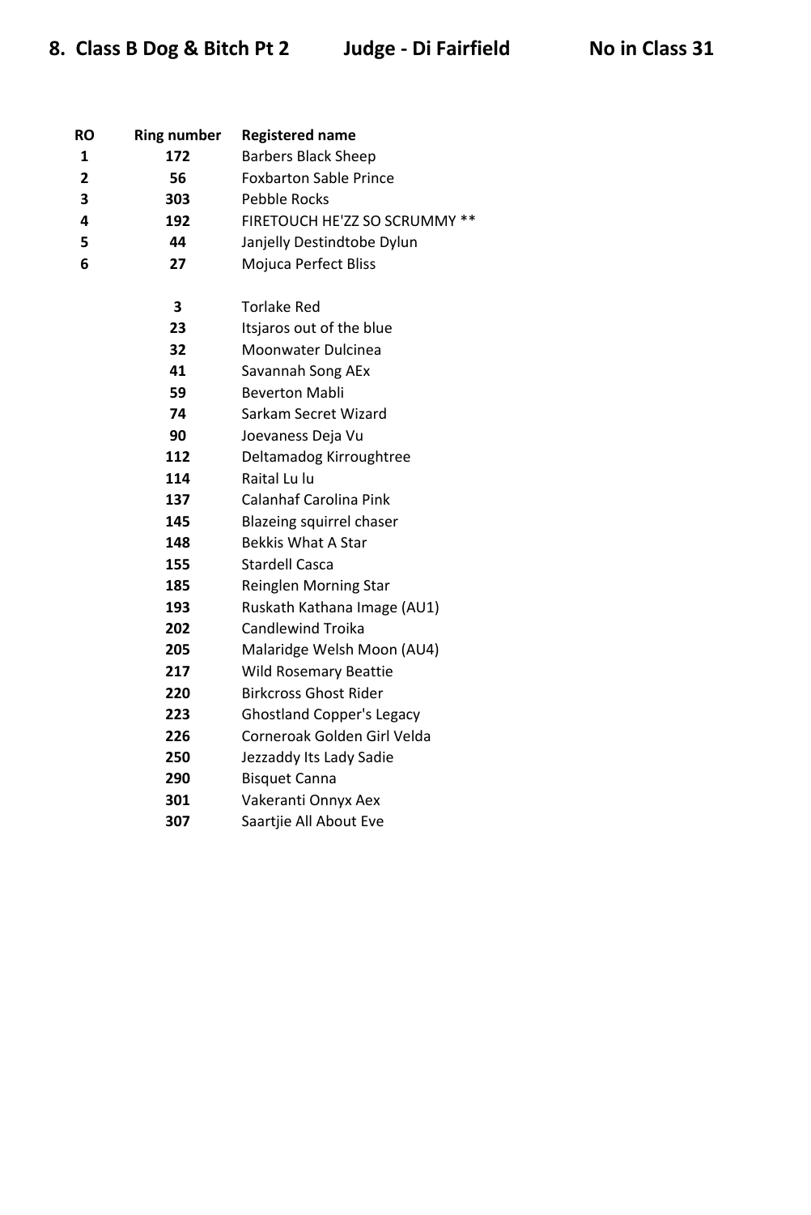## 8. Class B Dog & Bitch Pt 2 Judge - Di Fairfield No in Class 31

| RO | Ring number | Registered name |
|---|---|---|
| 1 | 172 | Barbers Black Sheep |
| 2 | 56 | Foxbarton Sable Prince |
| 3 | 303 | Pebble Rocks |
| 4 | 192 | FIRETOUCH HE'ZZ SO SCRUMMY ** |
| 5 | 44 | Janjelly Destindtobe Dylun |
| 6 | 27 | Mojuca Perfect Bliss |
| | 3 | Torlake Red |
| | 23 | Itsjaros out of the blue |
| | 32 | Moonwater Dulcinea |
| | 41 | Savannah Song AEx |
| | 59 | Beverton Mabli |
| | 74 | Sarkam Secret Wizard |
| | 90 | Joevaness Deja Vu |
| | 112 | Deltamadog Kirroughtree |
| | 114 | Raital Lu lu |
| | 137 | Calanhaf Carolina Pink |
| | 145 | Blazeing squirrel chaser |
| | 148 | Bekkis What A Star |
| | 155 | Stardell Casca |
| | 185 | Reinglen Morning Star |
| | 193 | Ruskath Kathana Image (AU1) |
| | 202 | Candlewind Troika |
| | 205 | Malaridge Welsh Moon (AU4) |
| | 217 | Wild Rosemary Beattie |
| | 220 | Birkcross Ghost Rider |
| | 223 | Ghostland Copper's Legacy |
| | 226 | Corneroak Golden Girl Velda |
| | 250 | Jezzaddy Its Lady Sadie |
| | 290 | Bisquet Canna |
| | 301 | Vakeranti Onnyx Aex |
| | 307 | Saartjie All About Eve |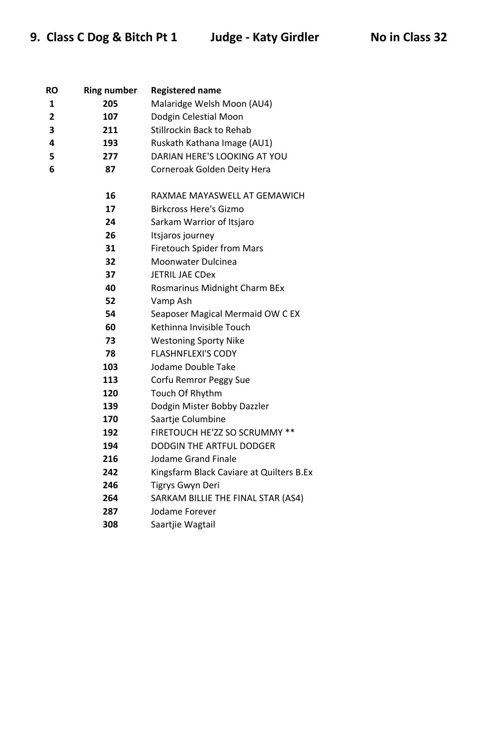## 9. Class C Dog & Bitch Pt 1 Judge - Katy Girdler No in Class 32

| RO | Ring number | Registered name |
|---|---|---|
| 1 | 205 | Malaridge Welsh Moon (AU4) |
| 2 | 107 | Dodgin Celestial Moon |
| 3 | 211 | Stillrockin Back to Rehab |
| 4 | 193 | Ruskath Kathana Image (AU1) |
| 5 | 277 | DARIAN HERE'S LOOKING AT YOU |
| 6 | 87 | Corneroak Golden Deity Hera |
| | 16 | RAXMAE MAYASWELL AT GEMAWICH |
| | 17 | Birkcross Here's Gizmo |
| | 24 | Sarkam Warrior of Itsjaro |
| | 26 | Itsjaros journey |
| | 31 | Firetouch Spider from Mars |
| | 32 | Moonwater Dulcinea |
| | 37 | JETRIL JAE CDex |
| | 40 | Rosmarinus Midnight Charm BEx |
| | 52 | Vamp Ash |
| | 54 | Seaposer Magical Mermaid OW C EX |
| | 60 | Kethinna Invisible Touch |
| | 73 | Westoning Sporty Nike |
| | 78 | FLASHNFLEXI'S CODY |
| | 103 | Jodame Double Take |
| | 113 | Corfu Remror Peggy Sue |
| | 120 | Touch Of Rhythm |
| | 139 | Dodgin Mister Bobby Dazzler |
| | 170 | Saartje Columbine |
| | 192 | FIRETOUCH HE'ZZ SO SCRUMMY ** |
| | 194 | DODGIN THE ARTFUL DODGER |
| | 216 | Jodame Grand Finale |
| | 242 | Kingsfarm Black Caviare at Quilters B.Ex |
| | 246 | Tigrys Gwyn Deri |
| | 264 | SARKAM BILLIE THE FINAL STAR (AS4) |
| | 287 | Jodame Forever |
| | 308 | Saartjie Wagtail |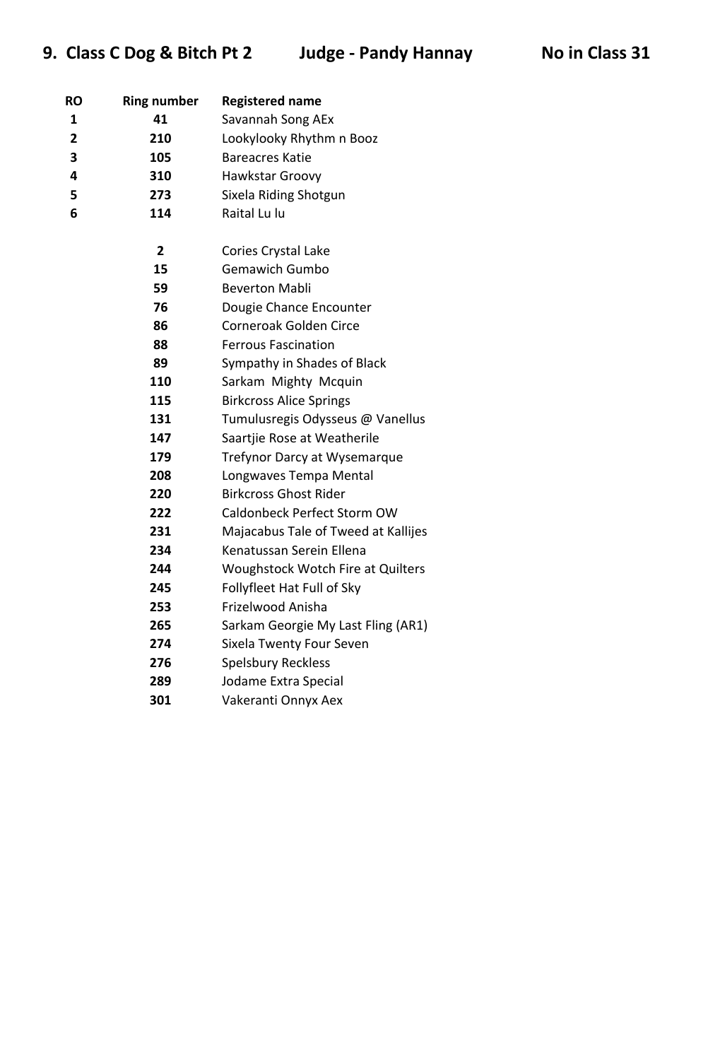## 9. Class C Dog & Bitch Pt 2 Judge - Pandy Hannay No in Class 31

| RO | Ring number | Registered name |
|---|---|---|
| 1 | 41 | Savannah Song AEx |
| 2 | 210 | Lookylooky Rhythm n Booz |
| 3 | 105 | Bareacres Katie |
| 4 | 310 | Hawkstar Groovy |
| 5 | 273 | Sixela Riding Shotgun |
| 6 | 114 | Raital Lu lu |
| | 2 | Cories Crystal Lake |
| | 15 | Gemawich Gumbo |
| | 59 | Beverton Mabli |
| | 76 | Dougie Chance Encounter |
| | 86 | Corneroak Golden Circe |
| | 88 | Ferrous Fascination |
| | 89 | Sympathy in Shades of Black |
| | 110 | Sarkam Mighty Mcquin |
| | 115 | Birkcross Alice Springs |
| | 131 | Tumulusregis Odysseus @ Vanellus |
| | 147 | Saartjie Rose at Weatherile |
| | 179 | Trefynor Darcy at Wysemarque |
| | 208 | Longwaves Tempa Mental |
| | 220 | Birkcross Ghost Rider |
| | 222 | Caldonbeck Perfect Storm OW |
| | 231 | Majacabus Tale of Tweed at Kallijes |
| | 234 | Kenatussan Serein Ellena |
| | 244 | Woughstock Wotch Fire at Quilters |
| | 245 | Follyfleet Hat Full of Sky |
| | 253 | Frizelwood Anisha |
| | 265 | Sarkam Georgie My Last Fling (AR1) |
| | 274 | Sixela Twenty Four Seven |
| | 276 | Spelsbury Reckless |
| | 289 | Jodame Extra Special |
| | 301 | Vakeranti Onnyx Aex |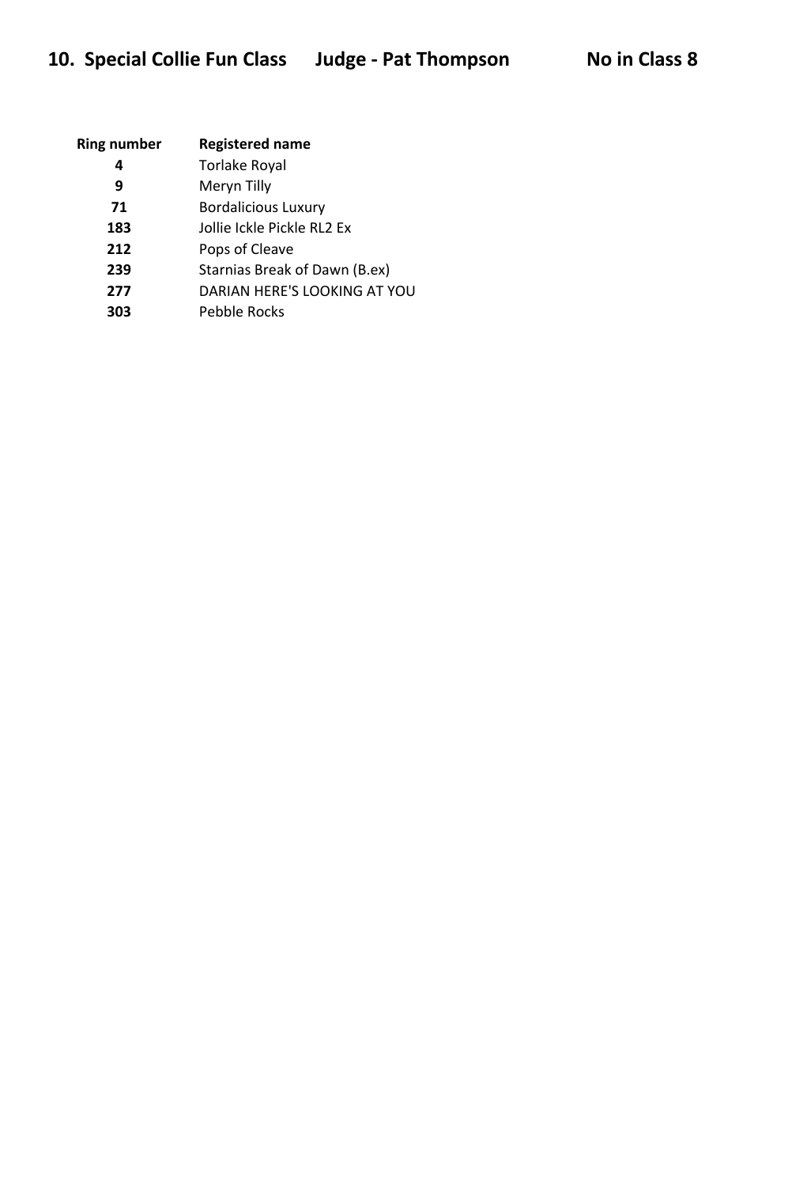## 10. Special Collie Fun Class Judge - Pat Thompson No in Class 8

| Ring number | Registered name |
|---|---|
| 4 | Torlake Royal |
| 9 | Meryn Tilly |
| 71 | Bordalicious Luxury |
| 183 | Jollie Ickle Pickle RL2 Ex |
| 212 | Pops of Cleave |
| 239 | Starnias Break of Dawn (B.ex) |
| 277 | DARIAN HERE'S LOOKING AT YOU |
| 303 | Pebble Rocks |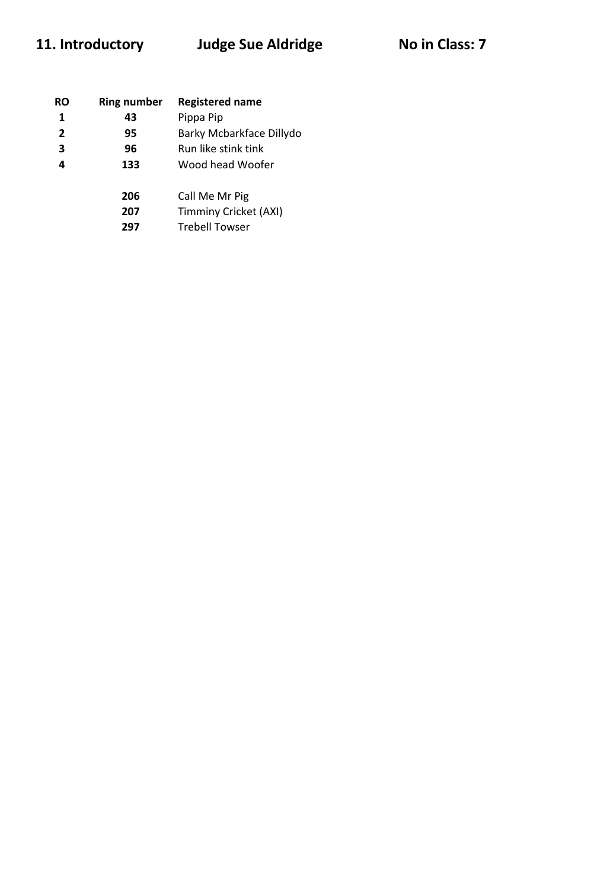**11. Introductory** **Judge Sue Aldridge** **No in Class: 7**

| RO | Ring number | Registered name |
|---|---|---|
| 1 | 43 | Pippa Pip |
| 2 | 95 | Barky Mcbarkface Dillydo |
| 3 | 96 | Run like stink tink |
| 4 | 133 | Wood head Woofer |
| | 206 | Call Me Mr Pig |
| | 207 | Timminy Cricket (AXI) |
| | 297 | Trebell Towser |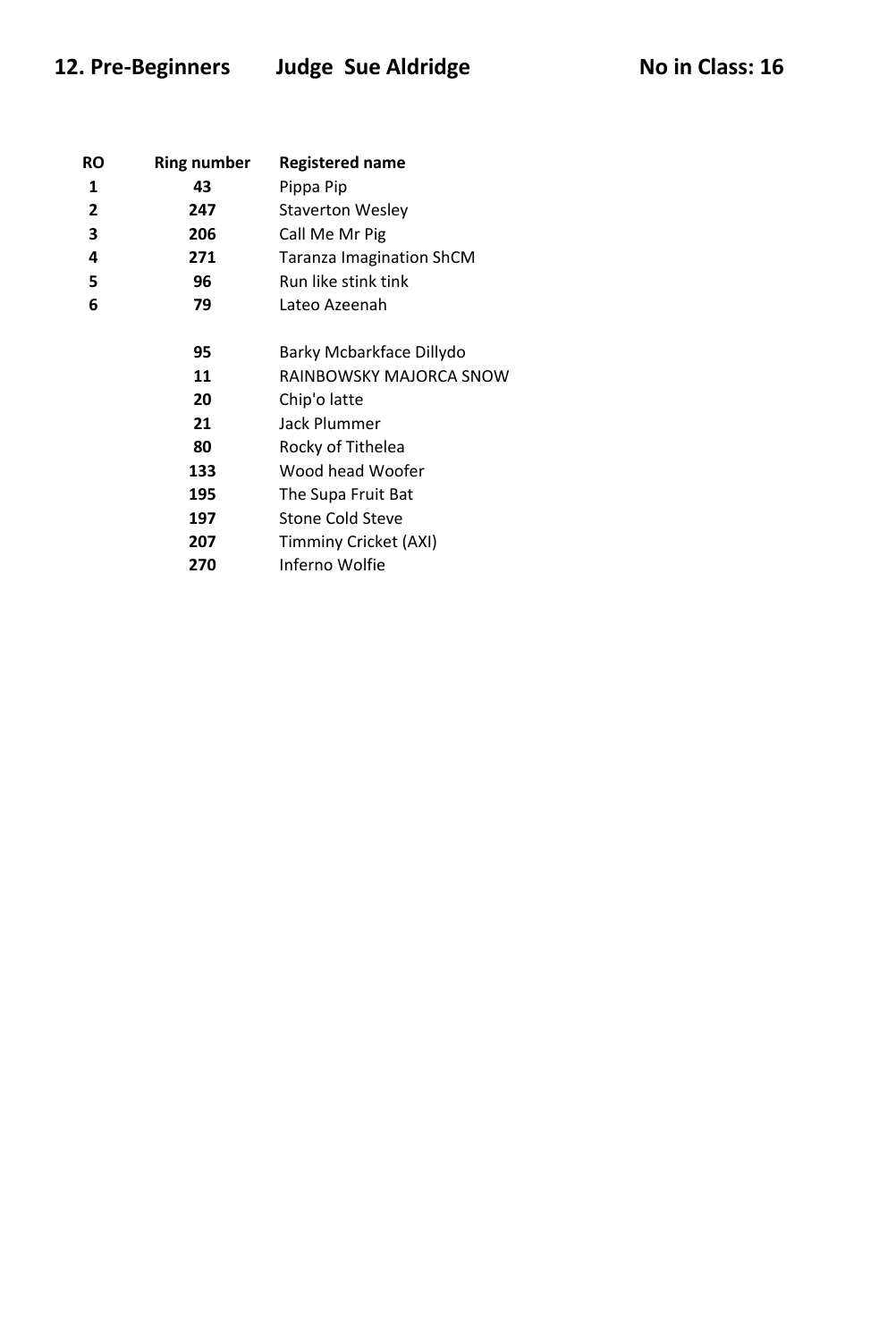## 12. Pre-Beginners Judge Sue Aldridge No in Class: 16

| RO | Ring number | Registered name |
|---|---|---|
| 1 | 43 | Pippa Pip |
| 2 | 247 | Staverton Wesley |
| 3 | 206 | Call Me Mr Pig |
| 4 | 271 | Taranza Imagination ShCM |
| 5 | 96 | Run like stink tink |
| 6 | 79 | Lateo Azeenah |
| | | |
| | 95 | Barky Mcbarkface Dillydo |
| | 11 | RAINBOWSKY MAJORCA SNOW |
| | 20 | Chip'o latte |
| | 21 | Jack Plummer |
| | 80 | Rocky of Tithelea |
| | 133 | Wood head Woofer |
| | 195 | The Supa Fruit Bat |
| | 197 | Stone Cold Steve |
| | 207 | Timminy Cricket (AXI) |
| | 270 | Inferno Wolfie |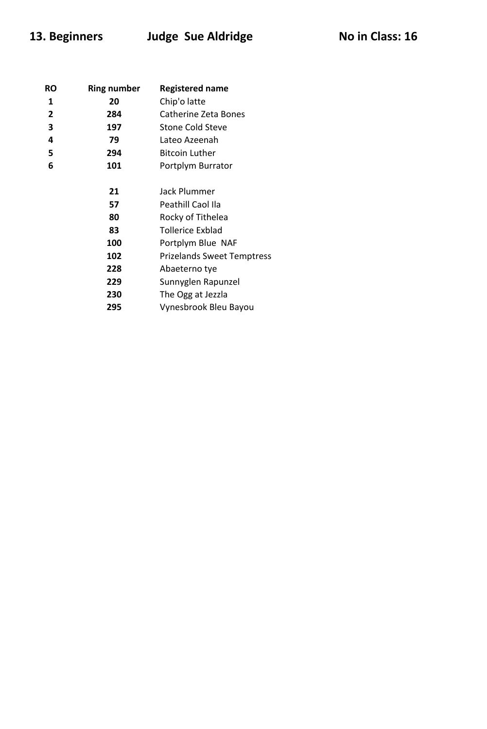## 13. Beginners Judge Sue Aldridge No in Class: 16

| RO | Ring number | Registered name |
|---|---|---|
| 1 | 20 | Chip'o latte |
| 2 | 284 | Catherine Zeta Bones |
| 3 | 197 | Stone Cold Steve |
| 4 | 79 | Lateo Azeenah |
| 5 | 294 | Bitcoin Luther |
| 6 | 101 | Portplym Burrator |
| | | |
| | 21 | Jack Plummer |
| | 57 | Peathill Caol Ila |
| | 80 | Rocky of Tithelea |
| | 83 | Tollerice Exblad |
| | 100 | Portplym Blue NAF |
| | 102 | Prizelands Sweet Temptress |
| | 228 | Abaeterno tye |
| | 229 | Sunnyglen Rapunzel |
| | 230 | The Ogg at Jezzla |
| | 295 | Vynesbrook Bleu Bayou |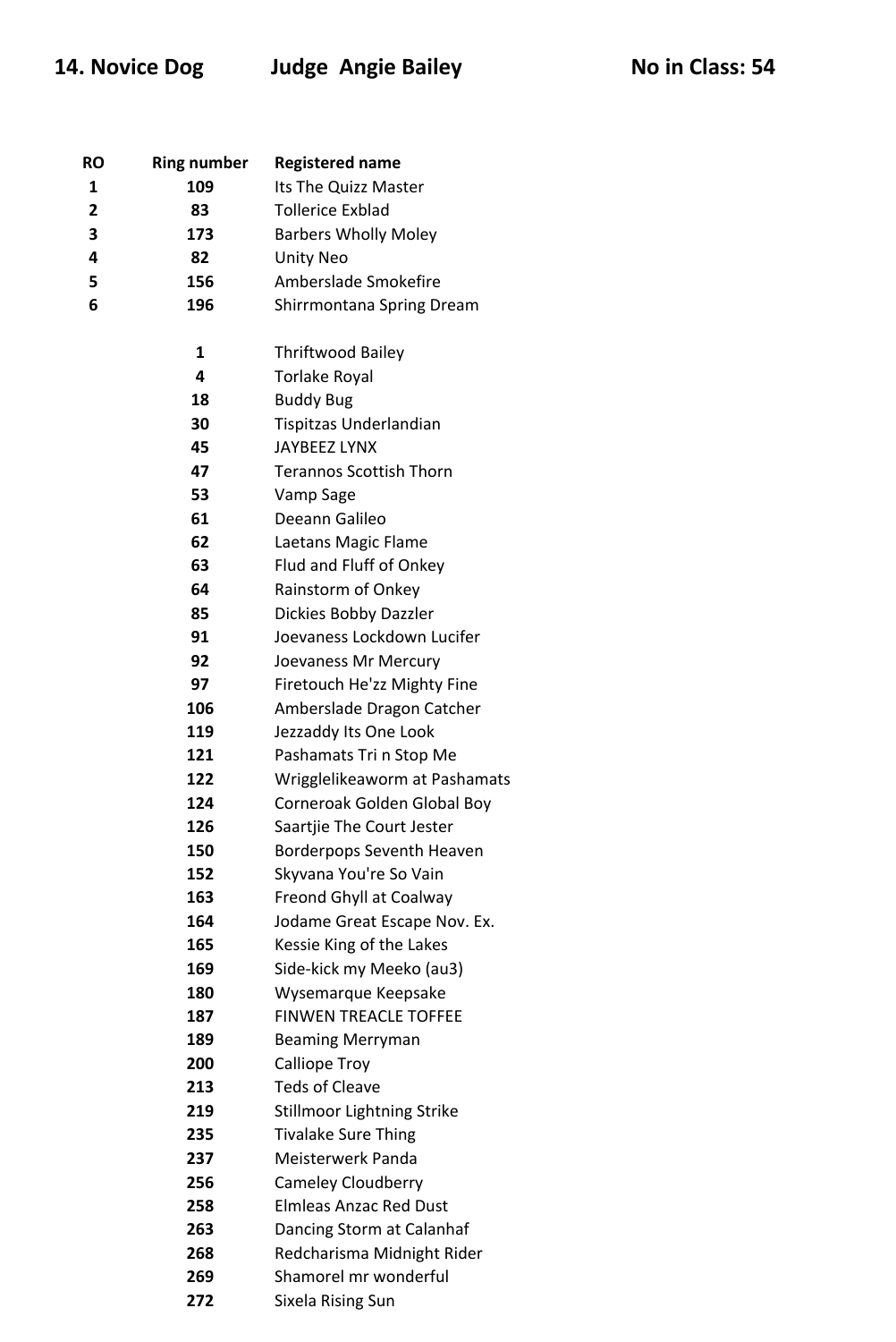## 14. Novice Dog Judge Angie Bailey No in Class: 54

| RO | Ring number | Registered name |
|---|---|---|
| 1 | 109 | Its The Quizz Master |
| 2 | 83 | Tollerice Exblad |
| 3 | 173 | Barbers Wholly Moley |
| 4 | 82 | Unity Neo |
| 5 | 156 | Amberslade Smokefire |
| 6 | 196 | Shirrmontana Spring Dream |
| | 1 | Thriftwood Bailey |
| | 4 | Torlake Royal |
| | 18 | Buddy Bug |
| | 30 | Tispitzas Underlandian |
| | 45 | JAYBEEZ LYNX |
| | 47 | Terannos Scottish Thorn |
| | 53 | Vamp Sage |
| | 61 | Deeann Galileo |
| | 62 | Laetans Magic Flame |
| | 63 | Flud and Fluff of Onkey |
| | 64 | Rainstorm of Onkey |
| | 85 | Dickies Bobby Dazzler |
| | 91 | Joevaness Lockdown Lucifer |
| | 92 | Joevaness Mr Mercury |
| | 97 | Firetouch He'zz Mighty Fine |
| | 106 | Amberslade Dragon Catcher |
| | 119 | Jezzaddy Its One Look |
| | 121 | Pashamats Tri n Stop Me |
| | 122 | Wrigglelikeaworm at Pashamats |
| | 124 | Corneroak Golden Global Boy |
| | 126 | Saartjie The Court Jester |
| | 150 | Borderpops Seventh Heaven |
| | 152 | Skyvana You're So Vain |
| | 163 | Freond Ghyll at Coalway |
| | 164 | Jodame Great Escape Nov. Ex. |
| | 165 | Kessie King of the Lakes |
| | 169 | Side-kick my Meeko (au3) |
| | 180 | Wysemarque Keepsake |
| | 187 | FINWEN TREACLE TOFFEE |
| | 189 | Beaming Merryman |
| | 200 | Calliope Troy |
| | 213 | Teds of Cleave |
| | 219 | Stillmoor Lightning Strike |
| | 235 | Tivalake Sure Thing |
| | 237 | Meisterwerk Panda |
| | 256 | Cameley Cloudberry |
| | 258 | Elmleas Anzac Red Dust |
| | 263 | Dancing Storm at Calanhaf |
| | 268 | Redcharisma Midnight Rider |
| | 269 | Shamorel mr wonderful |
| | 272 | Sixela Rising Sun |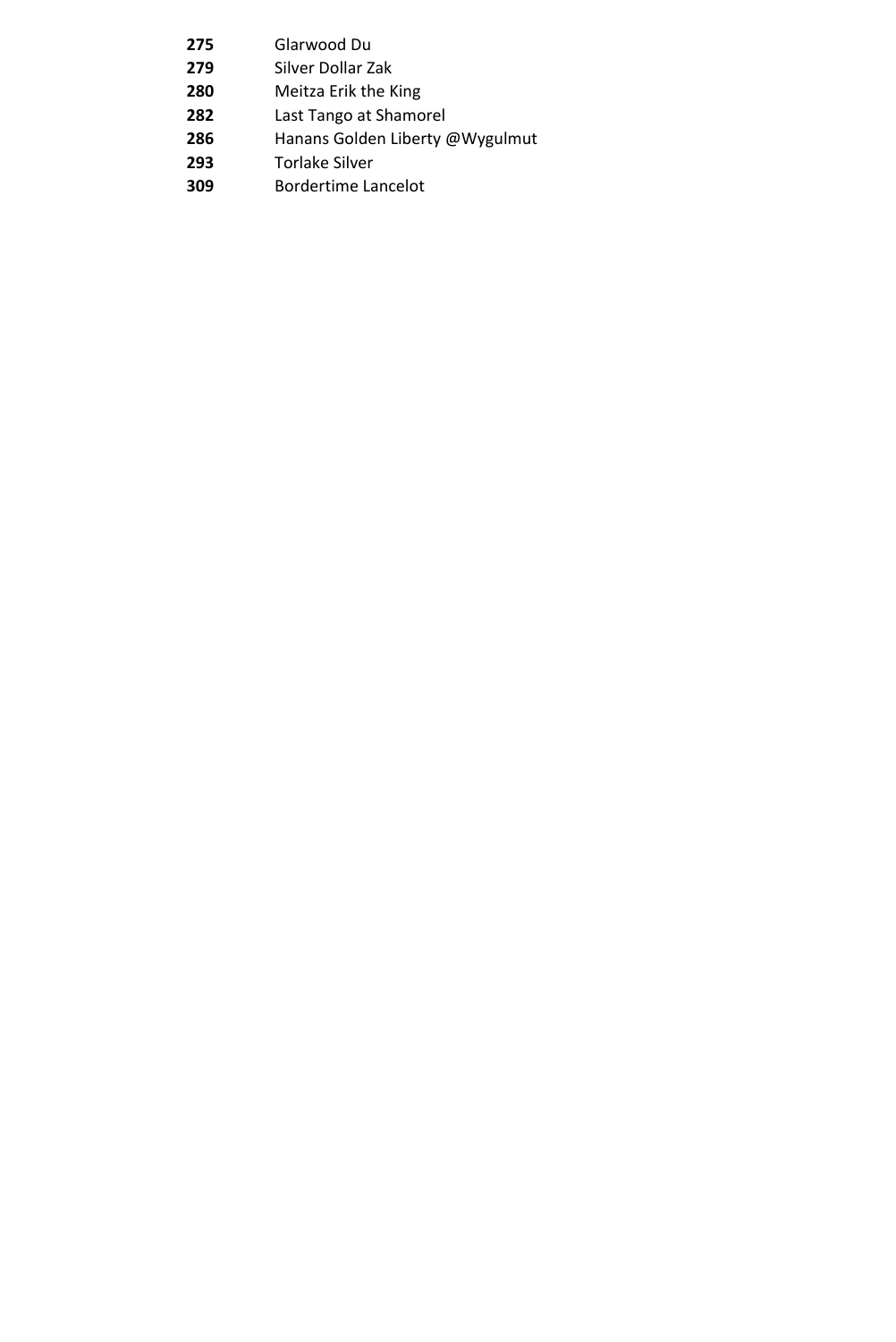| | |
|---|---|
| **275** | Glarwood Du |
| **279** | Silver Dollar Zak |
| **280** | Meitza Erik the King |
| **282** | Last Tango at Shamorel |
| **286** | Hanans Golden Liberty @Wygulmut |
| **293** | Torlake Silver |
| **309** | Bordertime Lancelot |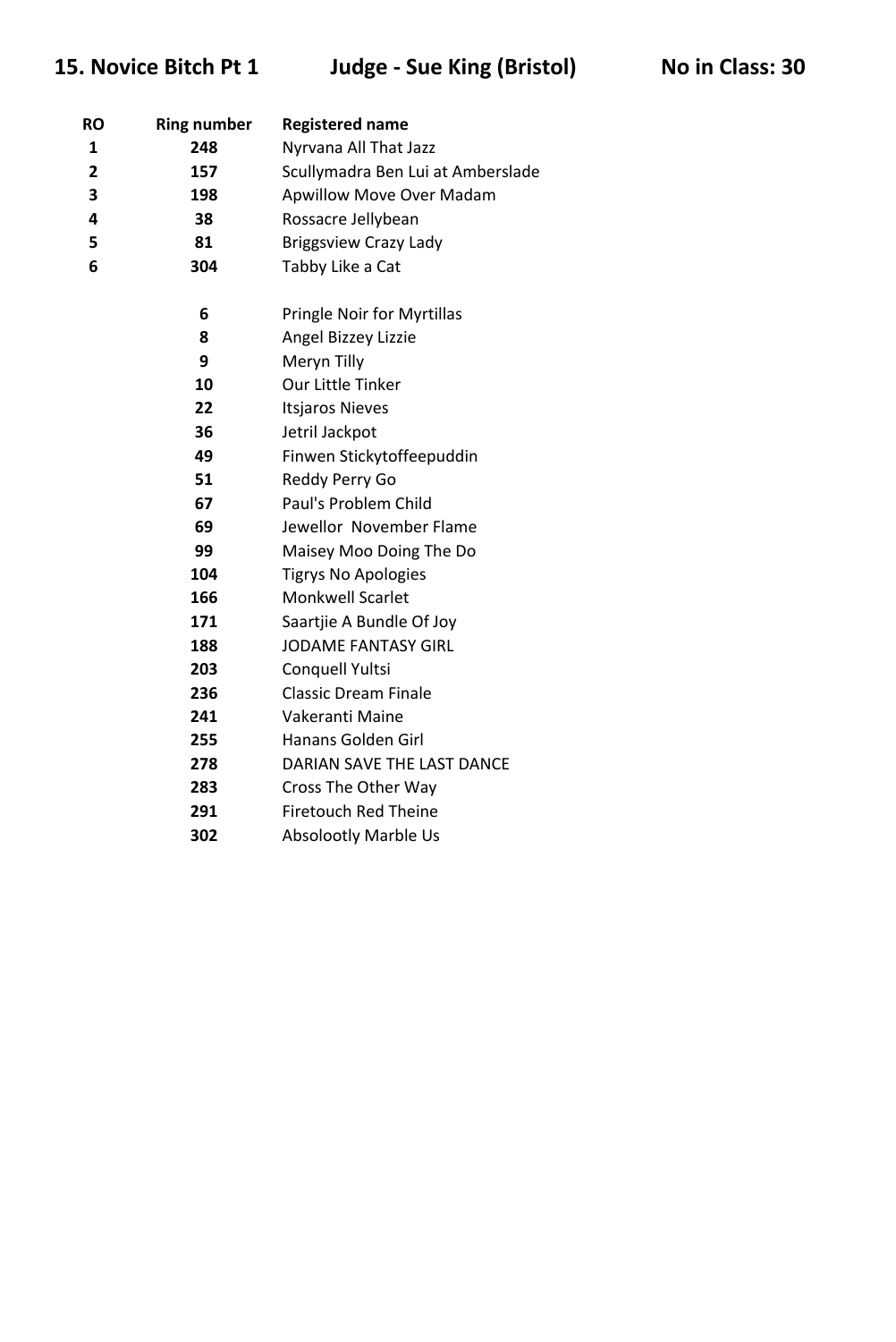**15. Novice Bitch Pt 1 Judge - Sue King (Bristol) No in Class: 30**

| RO | Ring number | Registered name |
|---|---|---|
| 1 | 248 | Nyrvana All That Jazz |
| 2 | 157 | Scullymadra Ben Lui at Amberslade |
| 3 | 198 | Apwillow Move Over Madam |
| 4 | 38 | Rossacre Jellybean |
| 5 | 81 | Briggsview Crazy Lady |
| 6 | 304 | Tabby Like a Cat |
| | 6 | Pringle Noir for Myrtillas |
| | 8 | Angel Bizzey Lizzie |
| | 9 | Meryn Tilly |
| | 10 | Our Little Tinker |
| | 22 | Itsjaros Nieves |
| | 36 | Jetril Jackpot |
| | 49 | Finwen Stickytoffeepuddin |
| | 51 | Reddy Perry Go |
| | 67 | Paul's Problem Child |
| | 69 | Jewellor November Flame |
| | 99 | Maisey Moo Doing The Do |
| | 104 | Tigrys No Apologies |
| | 166 | Monkwell Scarlet |
| | 171 | Saartjie A Bundle Of Joy |
| | 188 | JODAME FANTASY GIRL |
| | 203 | Conquell Yultsi |
| | 236 | Classic Dream Finale |
| | 241 | Vakeranti Maine |
| | 255 | Hanans Golden Girl |
| | 278 | DARIAN SAVE THE LAST DANCE |
| | 283 | Cross The Other Way |
| | 291 | Firetouch Red Theine |
| | 302 | Absolootly Marble Us |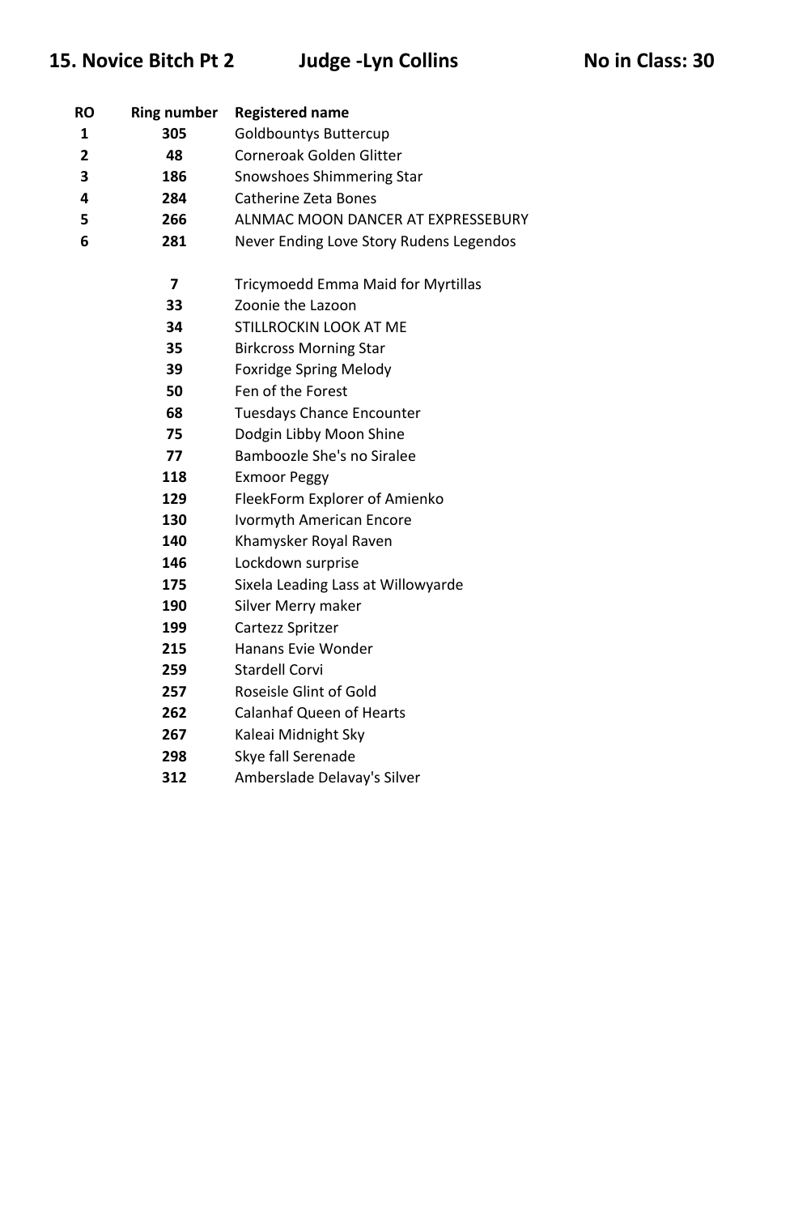## 15. Novice Bitch Pt 2 Judge -Lyn Collins No in Class: 30

| RO | Ring number | Registered name |
|---|---|---|
| 1 | 305 | Goldbountys Buttercup |
| 2 | 48 | Corneroak Golden Glitter |
| 3 | 186 | Snowshoes Shimmering Star |
| 4 | 284 | Catherine Zeta Bones |
| 5 | 266 | ALNMAC MOON DANCER AT EXPRESSEBURY |
| 6 | 281 | Never Ending Love Story Rudens Legendos |
| | 7 | Tricymoedd Emma Maid for Myrtillas |
| | 33 | Zoonie the Lazoon |
| | 34 | STILLROCKIN LOOK AT ME |
| | 35 | Birkcross Morning Star |
| | 39 | Foxridge Spring Melody |
| | 50 | Fen of the Forest |
| | 68 | Tuesdays Chance Encounter |
| | 75 | Dodgin Libby Moon Shine |
| | 77 | Bamboozle She's no Siralee |
| | 118 | Exmoor Peggy |
| | 129 | FleekForm Explorer of Amienko |
| | 130 | Ivormyth American Encore |
| | 140 | Khamysker Royal Raven |
| | 146 | Lockdown surprise |
| | 175 | Sixela Leading Lass at Willowyarde |
| | 190 | Silver Merry maker |
| | 199 | Cartezz Spritzer |
| | 215 | Hanans Evie Wonder |
| | 259 | Stardell Corvi |
| | 257 | Roseisle Glint of Gold |
| | 262 | Calanhaf Queen of Hearts |
| | 267 | Kaleai Midnight Sky |
| | 298 | Skye fall Serenade |
| | 312 | Amberslade Delavay's Silver |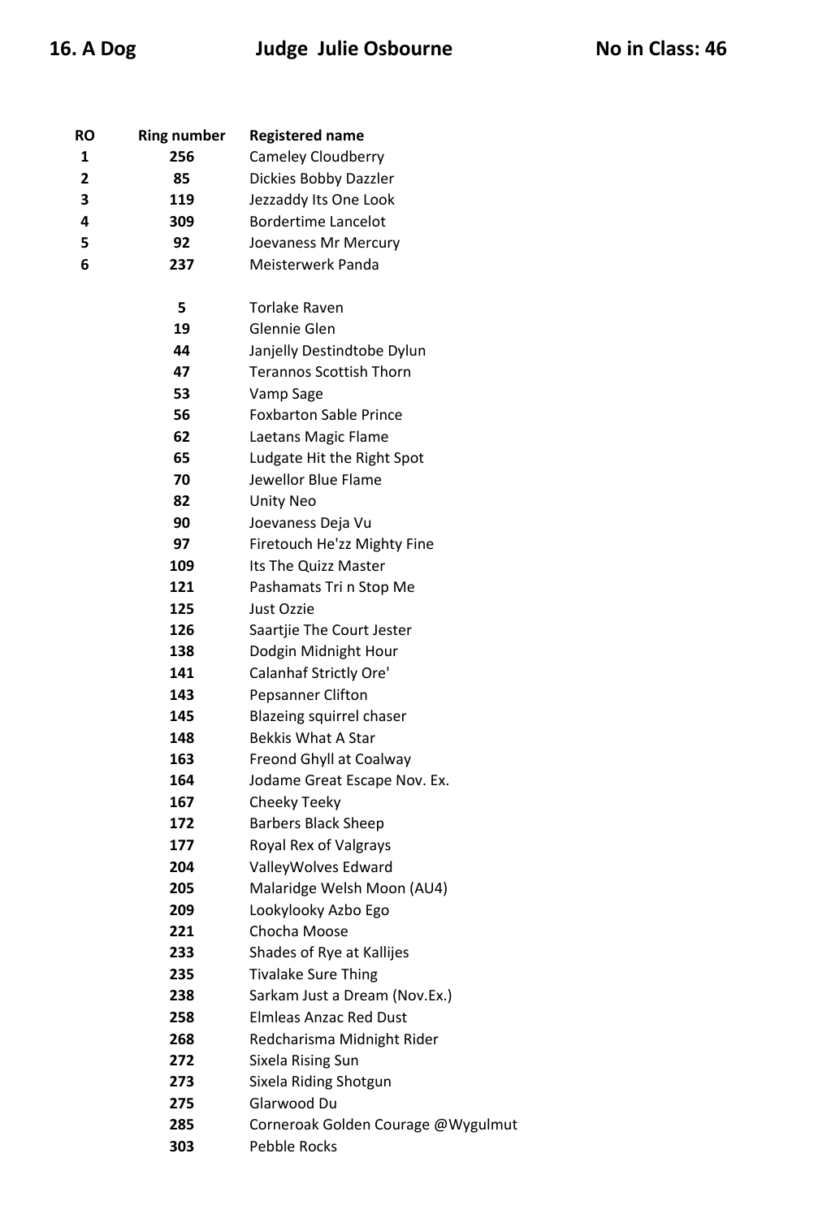## 16. A Dog Judge Julie Osbourne No in Class: 46

| RO | Ring number | Registered name |
|---|---|---|
| 1 | 256 | Cameley Cloudberry |
| 2 | 85 | Dickies Bobby Dazzler |
| 3 | 119 | Jezzaddy Its One Look |
| 4 | 309 | Bordertime Lancelot |
| 5 | 92 | Joevaness Mr Mercury |
| 6 | 237 | Meisterwerk Panda |
| | | |
| | 5 | Torlake Raven |
| | 19 | Glennie Glen |
| | 44 | Janjelly Destindtobe Dylun |
| | 47 | Terannos Scottish Thorn |
| | 53 | Vamp Sage |
| | 56 | Foxbarton Sable Prince |
| | 62 | Laetans Magic Flame |
| | 65 | Ludgate Hit the Right Spot |
| | 70 | Jewellor Blue Flame |
| | 82 | Unity Neo |
| | 90 | Joevaness Deja Vu |
| | 97 | Firetouch He'zz Mighty Fine |
| | 109 | Its The Quizz Master |
| | 121 | Pashamats Tri n Stop Me |
| | 125 | Just Ozzie |
| | 126 | Saartjie The Court Jester |
| | 138 | Dodgin Midnight Hour |
| | 141 | Calanhaf Strictly Ore' |
| | 143 | Pepsanner Clifton |
| | 145 | Blazeing squirrel chaser |
| | 148 | Bekkis What A Star |
| | 163 | Freond Ghyll at Coalway |
| | 164 | Jodame Great Escape Nov. Ex. |
| | 167 | Cheeky Teeky |
| | 172 | Barbers Black Sheep |
| | 177 | Royal Rex of Valgrays |
| | 204 | ValleyWolves Edward |
| | 205 | Malaridge Welsh Moon (AU4) |
| | 209 | Lookylooky Azbo Ego |
| | 221 | Chocha Moose |
| | 233 | Shades of Rye at Kallijes |
| | 235 | Tivalake Sure Thing |
| | 238 | Sarkam Just a Dream (Nov.Ex.) |
| | 258 | Elmleas Anzac Red Dust |
| | 268 | Redcharisma Midnight Rider |
| | 272 | Sixela Rising Sun |
| | 273 | Sixela Riding Shotgun |
| | 275 | Glarwood Du |
| | 285 | Corneroak Golden Courage @Wygulmut |
| | 303 | Pebble Rocks |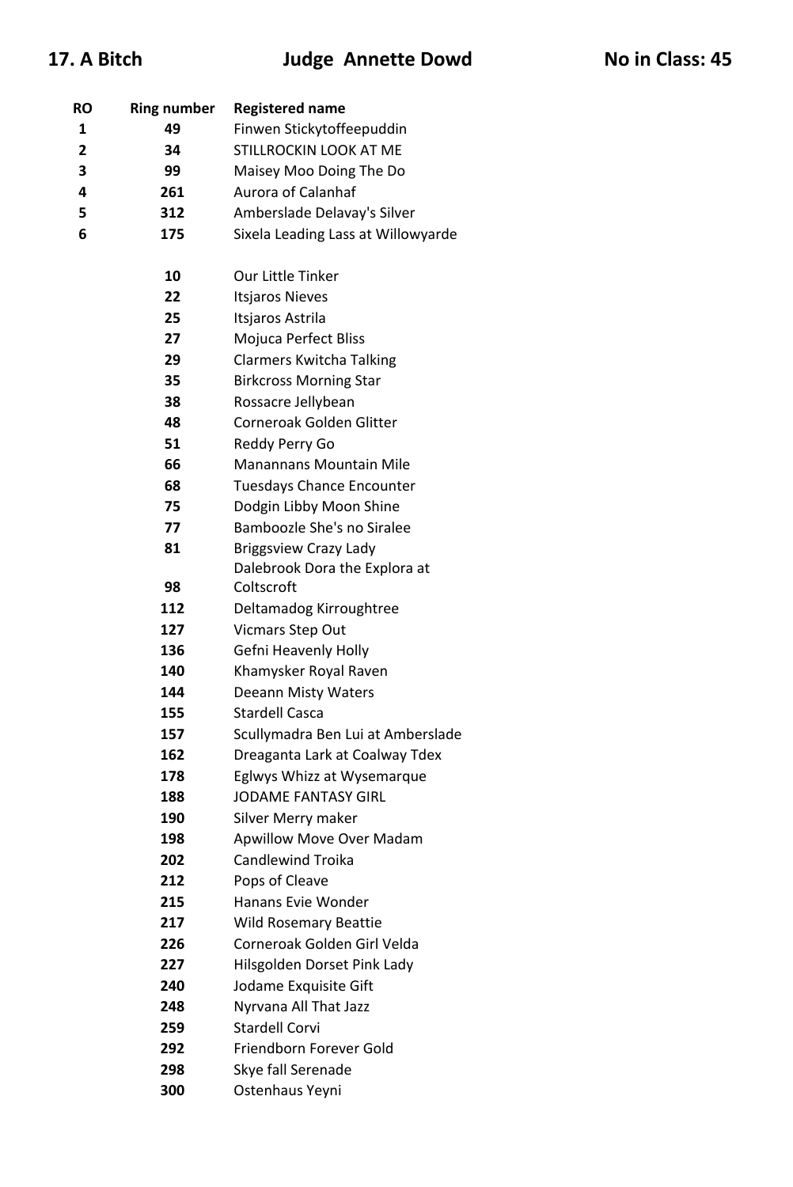## 17. A Bitch — Judge Annette Dowd — No in Class: 45

| RO | Ring number | Registered name |
|---|---|---|
| 1 | 49 | Finwen Stickytoffeepuddin |
| 2 | 34 | STILLROCKIN LOOK AT ME |
| 3 | 99 | Maisey Moo Doing The Do |
| 4 | 261 | Aurora of Calanhaf |
| 5 | 312 | Amberslade Delavay's Silver |
| 6 | 175 | Sixela Leading Lass at Willowyarde |
| | 10 | Our Little Tinker |
| | 22 | Itsjaros Nieves |
| | 25 | Itsjaros Astrila |
| | 27 | Mojuca Perfect Bliss |
| | 29 | Clarmers Kwitcha Talking |
| | 35 | Birkcross Morning Star |
| | 38 | Rossacre Jellybean |
| | 48 | Corneroak Golden Glitter |
| | 51 | Reddy Perry Go |
| | 66 | Manannans Mountain Mile |
| | 68 | Tuesdays Chance Encounter |
| | 75 | Dodgin Libby Moon Shine |
| | 77 | Bamboozle She's no Siralee |
| | 81 | Briggsview Crazy Lady |
| | 98 | Dalebrook Dora the Explora at Coltscroft |
| | 112 | Deltamadog Kirroughtree |
| | 127 | Vicmars Step Out |
| | 136 | Gefni Heavenly Holly |
| | 140 | Khamysker Royal Raven |
| | 144 | Deeann Misty Waters |
| | 155 | Stardell Casca |
| | 157 | Scullymadra Ben Lui at Amberslade |
| | 162 | Dreaganta Lark at Coalway Tdex |
| | 178 | Eglwys Whizz at Wysemarque |
| | 188 | JODAME FANTASY GIRL |
| | 190 | Silver Merry maker |
| | 198 | Apwillow Move Over Madam |
| | 202 | Candlewind Troika |
| | 212 | Pops of Cleave |
| | 215 | Hanans Evie Wonder |
| | 217 | Wild Rosemary Beattie |
| | 226 | Corneroak Golden Girl Velda |
| | 227 | Hilsgolden Dorset Pink Lady |
| | 240 | Jodame Exquisite Gift |
| | 248 | Nyrvana All That Jazz |
| | 259 | Stardell Corvi |
| | 292 | Friendborn Forever Gold |
| | 298 | Skye fall Serenade |
| | 300 | Ostenhaus Yeyni |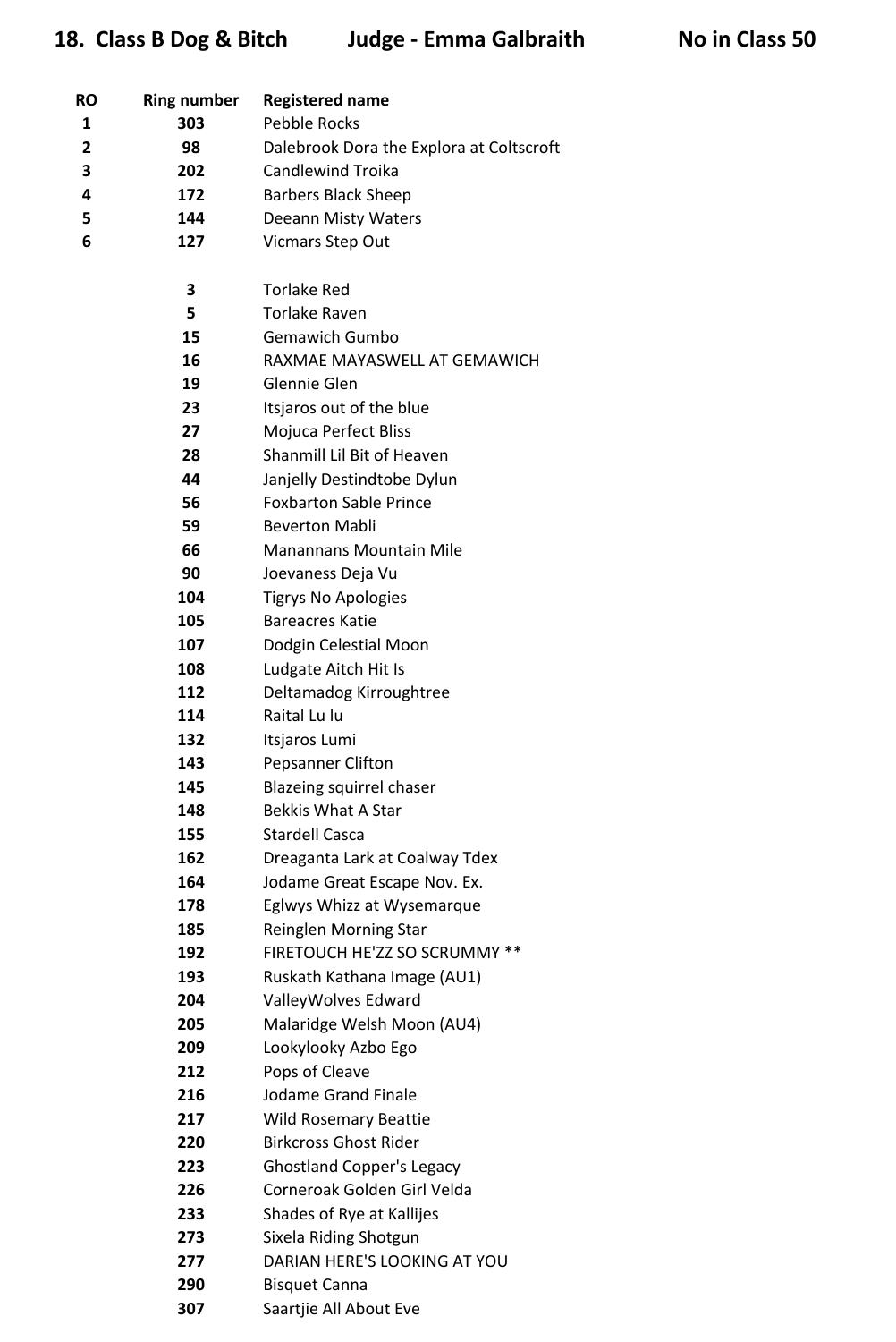## 18. Class B Dog & Bitch    Judge - Emma Galbraith    No in Class 50

| RO | Ring number | Registered name |
|---|---|---|
| 1 | 303 | Pebble Rocks |
| 2 | 98 | Dalebrook Dora the Explora at Coltscroft |
| 3 | 202 | Candlewind Troika |
| 4 | 172 | Barbers Black Sheep |
| 5 | 144 | Deeann Misty Waters |
| 6 | 127 | Vicmars Step Out |
| | | |
| | 3 | Torlake Red |
| | 5 | Torlake Raven |
| | 15 | Gemawich Gumbo |
| | 16 | RAXMAE MAYASWELL AT GEMAWICH |
| | 19 | Glennie Glen |
| | 23 | Itsjaros out of the blue |
| | 27 | Mojuca Perfect Bliss |
| | 28 | Shanmill Lil Bit of Heaven |
| | 44 | Janjelly Destindtobe Dylun |
| | 56 | Foxbarton Sable Prince |
| | 59 | Beverton Mabli |
| | 66 | Manannans Mountain Mile |
| | 90 | Joevaness Deja Vu |
| | 104 | Tigrys No Apologies |
| | 105 | Bareacres Katie |
| | 107 | Dodgin Celestial Moon |
| | 108 | Ludgate Aitch Hit Is |
| | 112 | Deltamadog Kirroughtree |
| | 114 | Raital Lu lu |
| | 132 | Itsjaros Lumi |
| | 143 | Pepsanner Clifton |
| | 145 | Blazeing squirrel chaser |
| | 148 | Bekkis What A Star |
| | 155 | Stardell Casca |
| | 162 | Dreaganta Lark at Coalway Tdex |
| | 164 | Jodame Great Escape Nov. Ex. |
| | 178 | Eglwys Whizz at Wysemarque |
| | 185 | Reinglen Morning Star |
| | 192 | FIRETOUCH HE'ZZ SO SCRUMMY ** |
| | 193 | Ruskath Kathana Image (AU1) |
| | 204 | ValleyWolves Edward |
| | 205 | Malaridge Welsh Moon (AU4) |
| | 209 | Lookylooky Azbo Ego |
| | 212 | Pops of Cleave |
| | 216 | Jodame Grand Finale |
| | 217 | Wild Rosemary Beattie |
| | 220 | Birkcross Ghost Rider |
| | 223 | Ghostland Copper's Legacy |
| | 226 | Corneroak Golden Girl Velda |
| | 233 | Shades of Rye at Kallijes |
| | 273 | Sixela Riding Shotgun |
| | 277 | DARIAN HERE'S LOOKING AT YOU |
| | 290 | Bisquet Canna |
| | 307 | Saartjie All About Eve |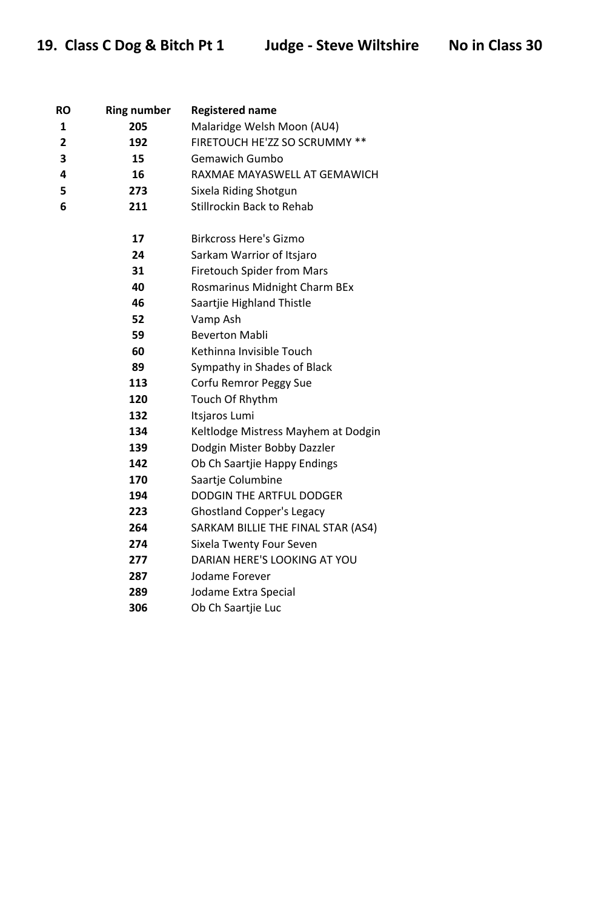## 19. Class C Dog & Bitch Pt 1 Judge - Steve Wiltshire No in Class 30

| RO | Ring number | Registered name |
|---|---|---|
| 1 | 205 | Malaridge Welsh Moon (AU4) |
| 2 | 192 | FIRETOUCH HE'ZZ SO SCRUMMY ** |
| 3 | 15 | Gemawich Gumbo |
| 4 | 16 | RAXMAE MAYASWELL AT GEMAWICH |
| 5 | 273 | Sixela Riding Shotgun |
| 6 | 211 | Stillrockin Back to Rehab |
| | 17 | Birkcross Here's Gizmo |
| | 24 | Sarkam Warrior of Itsjaro |
| | 31 | Firetouch Spider from Mars |
| | 40 | Rosmarinus Midnight Charm BEx |
| | 46 | Saartjie Highland Thistle |
| | 52 | Vamp Ash |
| | 59 | Beverton Mabli |
| | 60 | Kethinna Invisible Touch |
| | 89 | Sympathy in Shades of Black |
| | 113 | Corfu Remror Peggy Sue |
| | 120 | Touch Of Rhythm |
| | 132 | Itsjaros Lumi |
| | 134 | Keltlodge Mistress Mayhem at Dodgin |
| | 139 | Dodgin Mister Bobby Dazzler |
| | 142 | Ob Ch Saartjie Happy Endings |
| | 170 | Saartje Columbine |
| | 194 | DODGIN THE ARTFUL DODGER |
| | 223 | Ghostland Copper's Legacy |
| | 264 | SARKAM BILLIE THE FINAL STAR (AS4) |
| | 274 | Sixela Twenty Four Seven |
| | 277 | DARIAN HERE'S LOOKING AT YOU |
| | 287 | Jodame Forever |
| | 289 | Jodame Extra Special |
| | 306 | Ob Ch Saartjie Luc |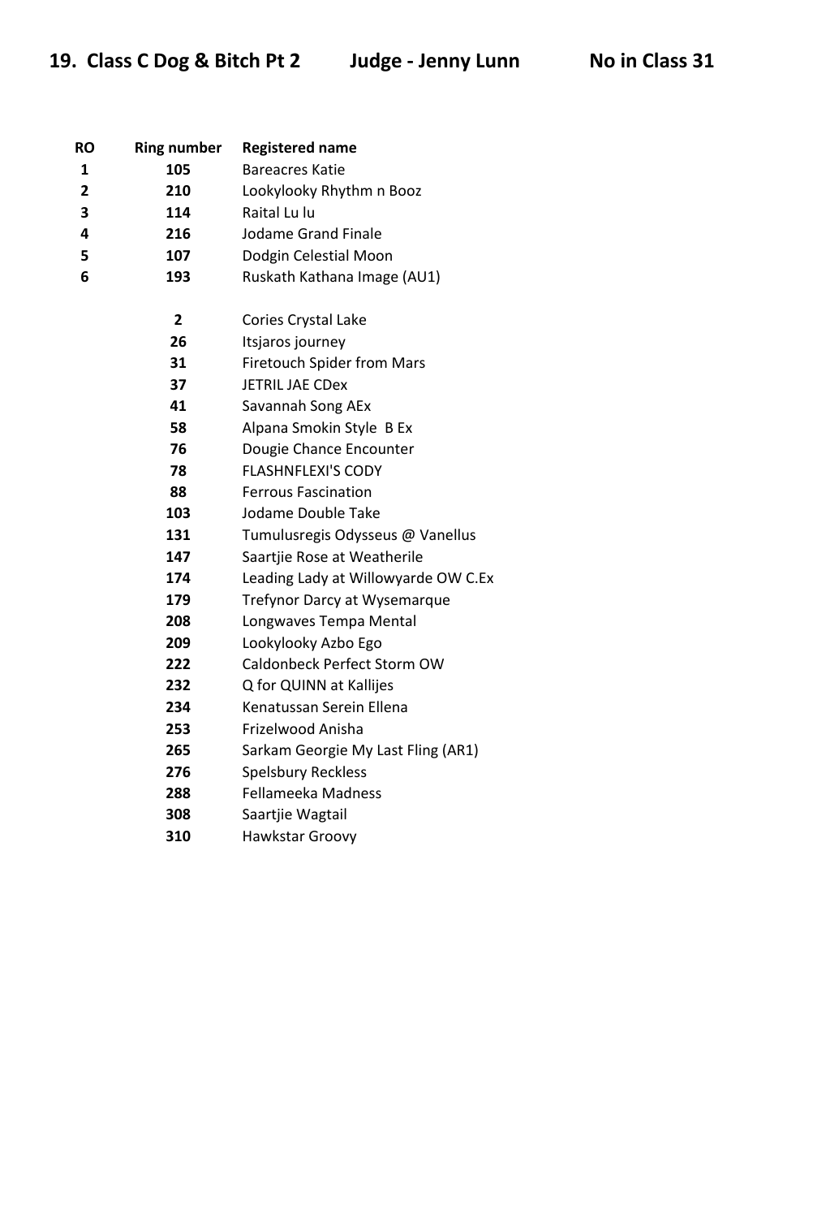## 19. Class C Dog & Bitch Pt 2 Judge - Jenny Lunn No in Class 31

| RO | Ring number | Registered name |
|---|---|---|
| 1 | 105 | Bareacres Katie |
| 2 | 210 | Lookylooky Rhythm n Booz |
| 3 | 114 | Raital Lu lu |
| 4 | 216 | Jodame Grand Finale |
| 5 | 107 | Dodgin Celestial Moon |
| 6 | 193 | Ruskath Kathana Image (AU1) |
| | 2 | Cories Crystal Lake |
| | 26 | Itsjaros journey |
| | 31 | Firetouch Spider from Mars |
| | 37 | JETRIL JAE CDex |
| | 41 | Savannah Song AEx |
| | 58 | Alpana Smokin Style B Ex |
| | 76 | Dougie Chance Encounter |
| | 78 | FLASHNFLEXI'S CODY |
| | 88 | Ferrous Fascination |
| | 103 | Jodame Double Take |
| | 131 | Tumulusregis Odysseus @ Vanellus |
| | 147 | Saartjie Rose at Weatherile |
| | 174 | Leading Lady at Willowyarde OW C.Ex |
| | 179 | Trefynor Darcy at Wysemarque |
| | 208 | Longwaves Tempa Mental |
| | 209 | Lookylooky Azbo Ego |
| | 222 | Caldonbeck Perfect Storm OW |
| | 232 | Q for QUINN at Kallijes |
| | 234 | Kenatussan Serein Ellena |
| | 253 | Frizelwood Anisha |
| | 265 | Sarkam Georgie My Last Fling (AR1) |
| | 276 | Spelsbury Reckless |
| | 288 | Fellameeka Madness |
| | 308 | Saartjie Wagtail |
| | 310 | Hawkstar Groovy |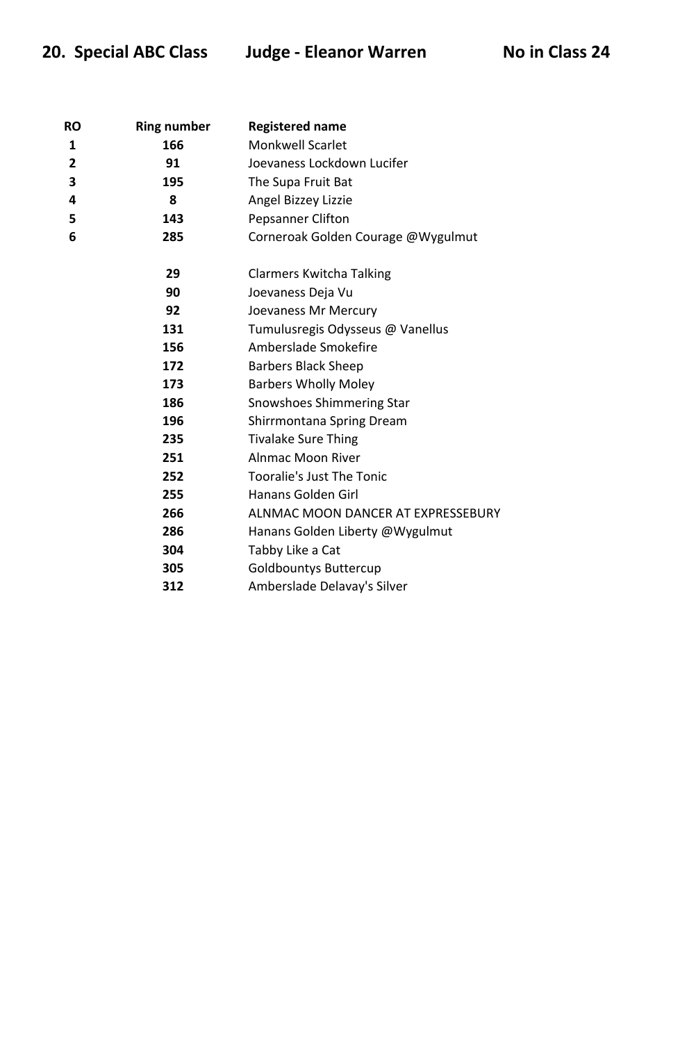## 20. Special ABC Class Judge - Eleanor Warren No in Class 24

| RO | Ring number | Registered name |
|---|---|---|
| 1 | 166 | Monkwell Scarlet |
| 2 | 91 | Joevaness Lockdown Lucifer |
| 3 | 195 | The Supa Fruit Bat |
| 4 | 8 | Angel Bizzey Lizzie |
| 5 | 143 | Pepsanner Clifton |
| 6 | 285 | Corneroak Golden Courage @Wygulmut |
| | 29 | Clarmers Kwitcha Talking |
| | 90 | Joevaness Deja Vu |
| | 92 | Joevaness Mr Mercury |
| | 131 | Tumulusregis Odysseus @ Vanellus |
| | 156 | Amberslade Smokefire |
| | 172 | Barbers Black Sheep |
| | 173 | Barbers Wholly Moley |
| | 186 | Snowshoes Shimmering Star |
| | 196 | Shirrmontana Spring Dream |
| | 235 | Tivalake Sure Thing |
| | 251 | Alnmac Moon River |
| | 252 | Tooralie's Just The Tonic |
| | 255 | Hanans Golden Girl |
| | 266 | ALNMAC MOON DANCER AT EXPRESSEBURY |
| | 286 | Hanans Golden Liberty @Wygulmut |
| | 304 | Tabby Like a Cat |
| | 305 | Goldbountys Buttercup |
| | 312 | Amberslade Delavay's Silver |